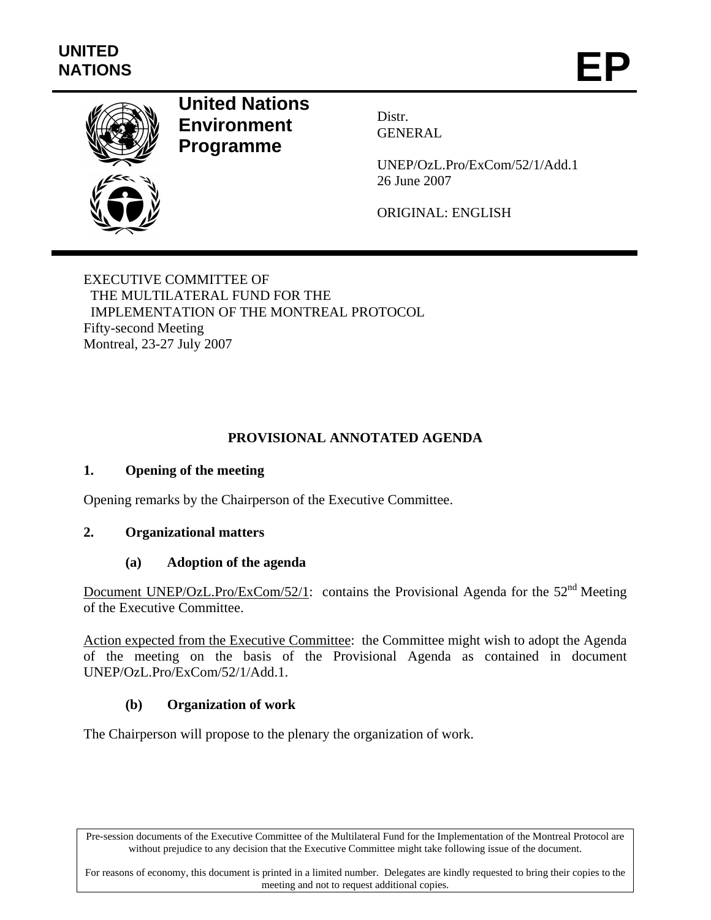UNITED NATIONS

# EP

**United Nations Environment Programme**

Distr.
GENERAL

UNEP/OzL.Pro/ExCom/52/1/Add.1
26 June 2007

ORIGINAL: ENGLISH

EXECUTIVE COMMITTEE OF
THE MULTILATERAL FUND FOR THE
IMPLEMENTATION OF THE MONTREAL PROTOCOL
Fifty-second Meeting
Montreal, 23-27 July 2007

## PROVISIONAL ANNOTATED AGENDA

### 1. Opening of the meeting

Opening remarks by the Chairperson of the Executive Committee.

### 2. Organizational matters

#### (a) Adoption of the agenda

Document UNEP/OzL.Pro/ExCom/52/1: contains the Provisional Agenda for the 52nd Meeting of the Executive Committee.

Action expected from the Executive Committee: the Committee might wish to adopt the Agenda of the meeting on the basis of the Provisional Agenda as contained in document UNEP/OzL.Pro/ExCom/52/1/Add.1.

#### (b) Organization of work

The Chairperson will propose to the plenary the organization of work.

Pre-session documents of the Executive Committee of the Multilateral Fund for the Implementation of the Montreal Protocol are without prejudice to any decision that the Executive Committee might take following issue of the document.

For reasons of economy, this document is printed in a limited number. Delegates are kindly requested to bring their copies to the meeting and not to request additional copies.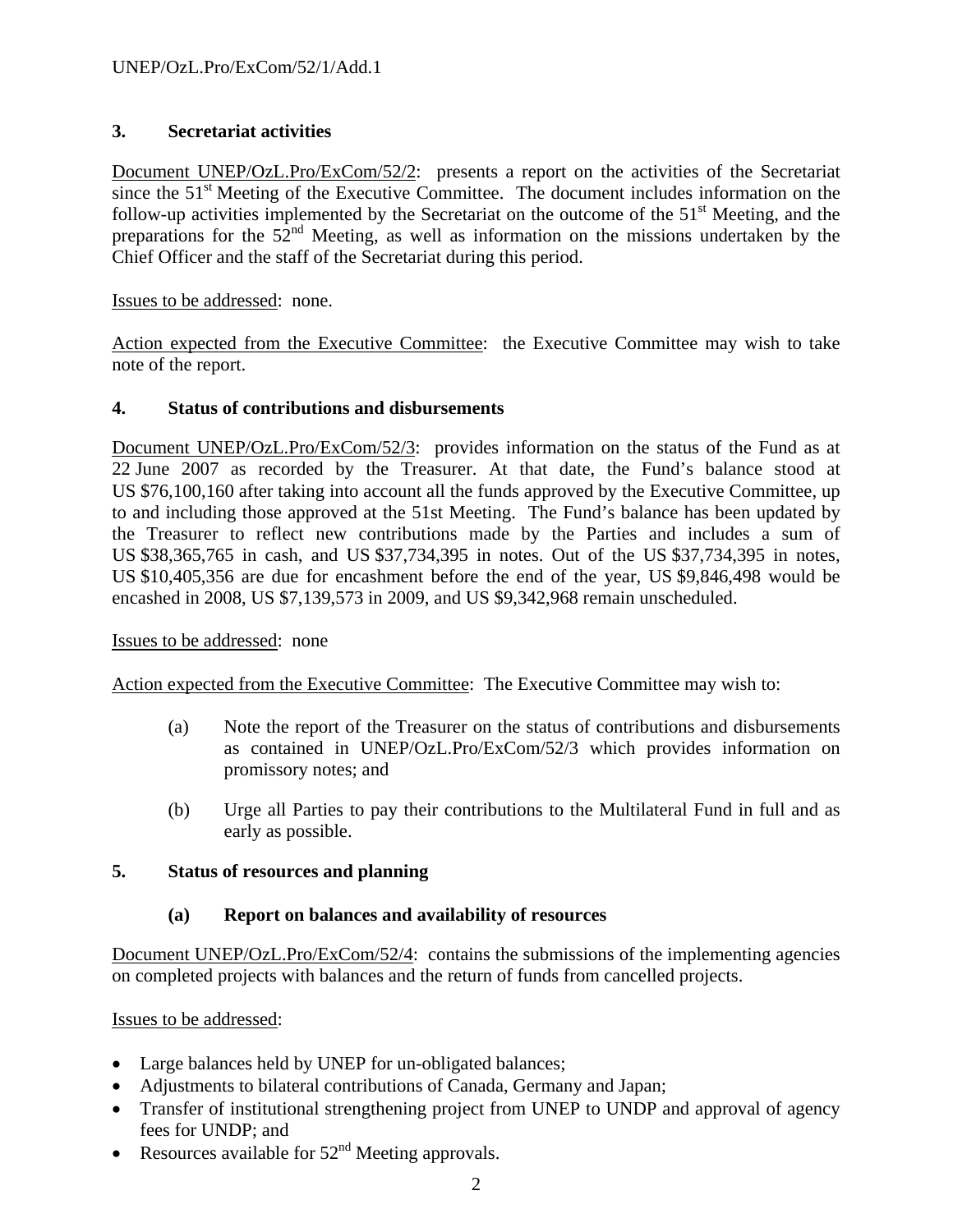### 3. Secretariat activities

Document UNEP/OzL.Pro/ExCom/52/2: presents a report on the activities of the Secretariat since the 51st Meeting of the Executive Committee. The document includes information on the follow-up activities implemented by the Secretariat on the outcome of the 51st Meeting, and the preparations for the 52nd Meeting, as well as information on the missions undertaken by the Chief Officer and the staff of the Secretariat during this period.

Issues to be addressed: none.

Action expected from the Executive Committee: the Executive Committee may wish to take note of the report.

### 4. Status of contributions and disbursements

Document UNEP/OzL.Pro/ExCom/52/3: provides information on the status of the Fund as at 22 June 2007 as recorded by the Treasurer. At that date, the Fund's balance stood at US $76,100,160 after taking into account all the funds approved by the Executive Committee, up to and including those approved at the 51st Meeting. The Fund's balance has been updated by the Treasurer to reflect new contributions made by the Parties and includes a sum of US $38,365,765 in cash, and US $37,734,395 in notes. Out of the US $37,734,395 in notes, US $10,405,356 are due for encashment before the end of the year, US $9,846,498 would be encashed in 2008, US $7,139,573 in 2009, and US $9,342,968 remain unscheduled.

Issues to be addressed: none

Action expected from the Executive Committee: The Executive Committee may wish to:

(a) Note the report of the Treasurer on the status of contributions and disbursements as contained in UNEP/OzL.Pro/ExCom/52/3 which provides information on promissory notes; and

(b) Urge all Parties to pay their contributions to the Multilateral Fund in full and as early as possible.

### 5. Status of resources and planning

#### (a) Report on balances and availability of resources

Document UNEP/OzL.Pro/ExCom/52/4: contains the submissions of the implementing agencies on completed projects with balances and the return of funds from cancelled projects.

Issues to be addressed:

- Large balances held by UNEP for un-obligated balances;
- Adjustments to bilateral contributions of Canada, Germany and Japan;
- Transfer of institutional strengthening project from UNEP to UNDP and approval of agency fees for UNDP; and
- Resources available for 52nd Meeting approvals.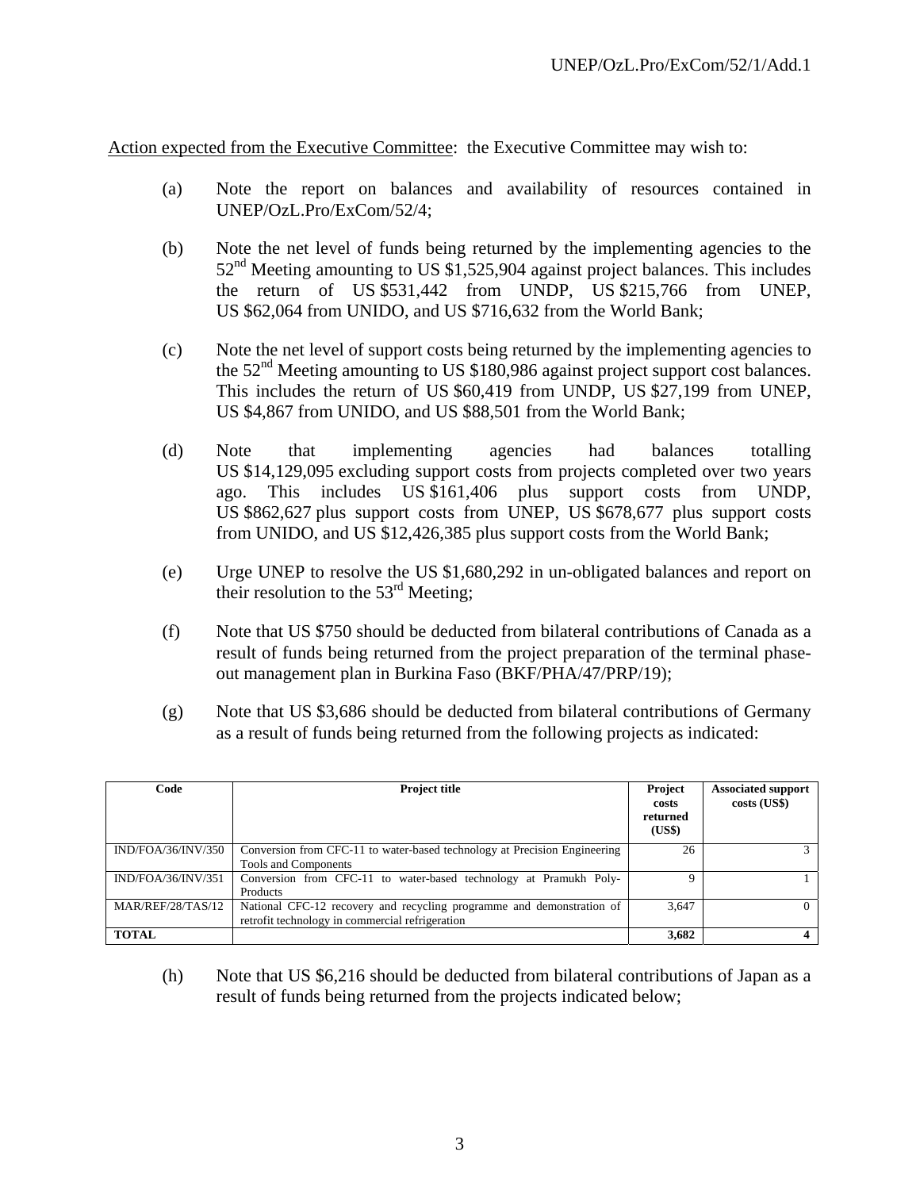Action expected from the Executive Committee: the Executive Committee may wish to:

(a) Note the report on balances and availability of resources contained in UNEP/OzL.Pro/ExCom/52/4;

(b) Note the net level of funds being returned by the implementing agencies to the 52nd Meeting amounting to US $1,525,904 against project balances. This includes the return of US $531,442 from UNDP, US $215,766 from UNEP, US $62,064 from UNIDO, and US $716,632 from the World Bank;

(c) Note the net level of support costs being returned by the implementing agencies to the 52nd Meeting amounting to US $180,986 against project support cost balances. This includes the return of US $60,419 from UNDP, US $27,199 from UNEP, US $4,867 from UNIDO, and US $88,501 from the World Bank;

(d) Note that implementing agencies had balances totalling US $14,129,095 excluding support costs from projects completed over two years ago. This includes US $161,406 plus support costs from UNDP, US $862,627 plus support costs from UNEP, US $678,677 plus support costs from UNIDO, and US $12,426,385 plus support costs from the World Bank;

(e) Urge UNEP to resolve the US $1,680,292 in un-obligated balances and report on their resolution to the 53rd Meeting;

(f) Note that US $750 should be deducted from bilateral contributions of Canada as a result of funds being returned from the project preparation of the terminal phase-out management plan in Burkina Faso (BKF/PHA/47/PRP/19);

(g) Note that US $3,686 should be deducted from bilateral contributions of Germany as a result of funds being returned from the following projects as indicated:

| Code | Project title | Project costs returned (US$) | Associated support costs (US$) |
|---|---|---|---|
| IND/FOA/36/INV/350 | Conversion from CFC-11 to water-based technology at Precision Engineering Tools and Components | 26 | 3 |
| IND/FOA/36/INV/351 | Conversion from CFC-11 to water-based technology at Pramukh Poly-Products | 9 | 1 |
| MAR/REF/28/TAS/12 | National CFC-12 recovery and recycling programme and demonstration of retrofit technology in commercial refrigeration | 3,647 | 0 |
| **TOTAL** | | **3,682** | **4** |

(h) Note that US $6,216 should be deducted from bilateral contributions of Japan as a result of funds being returned from the projects indicated below;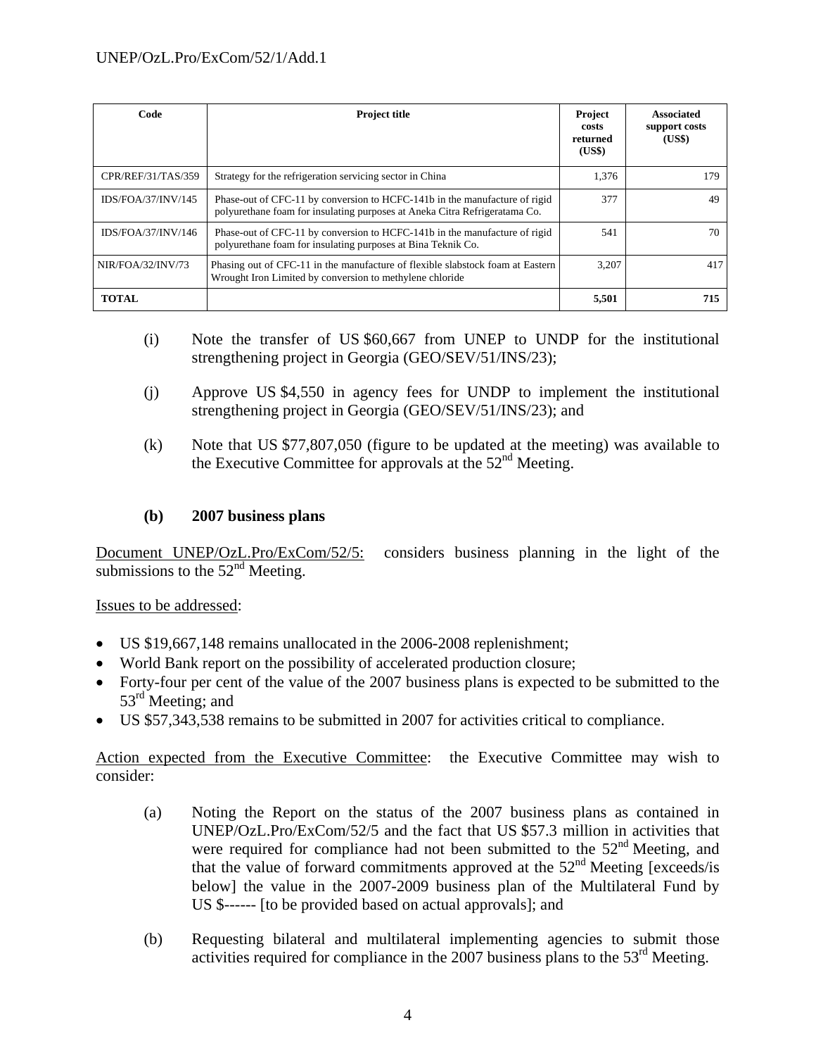| Code | Project title | Project costs returned (US$) | Associated support costs (US$) |
|---|---|---|---|
| CPR/REF/31/TAS/359 | Strategy for the refrigeration servicing sector in China | 1,376 | 179 |
| IDS/FOA/37/INV/145 | Phase-out of CFC-11 by conversion to HCFC-141b in the manufacture of rigid polyurethane foam for insulating purposes at Aneka Citra Refrigeratama Co. | 377 | 49 |
| IDS/FOA/37/INV/146 | Phase-out of CFC-11 by conversion to HCFC-141b in the manufacture of rigid polyurethane foam for insulating purposes at Bina Teknik Co. | 541 | 70 |
| NIR/FOA/32/INV/73 | Phasing out of CFC-11 in the manufacture of flexible slabstock foam at Eastern Wrought Iron Limited by conversion to methylene chloride | 3,207 | 417 |
| **TOTAL** | | **5,501** | **715** |

(i) Note the transfer of US $60,667 from UNEP to UNDP for the institutional strengthening project in Georgia (GEO/SEV/51/INS/23);

(j) Approve US $4,550 in agency fees for UNDP to implement the institutional strengthening project in Georgia (GEO/SEV/51/INS/23); and

(k) Note that US $77,807,050 (figure to be updated at the meeting) was available to the Executive Committee for approvals at the 52nd Meeting.

### (b) 2007 business plans

Document UNEP/OzL.Pro/ExCom/52/5: considers business planning in the light of the submissions to the 52nd Meeting.

Issues to be addressed:

- US $19,667,148 remains unallocated in the 2006-2008 replenishment;
- World Bank report on the possibility of accelerated production closure;
- Forty-four per cent of the value of the 2007 business plans is expected to be submitted to the 53rd Meeting; and
- US $57,343,538 remains to be submitted in 2007 for activities critical to compliance.

Action expected from the Executive Committee: the Executive Committee may wish to consider:

(a) Noting the Report on the status of the 2007 business plans as contained in UNEP/OzL.Pro/ExCom/52/5 and the fact that US $57.3 million in activities that were required for compliance had not been submitted to the 52nd Meeting, and that the value of forward commitments approved at the 52nd Meeting [exceeds/is below] the value in the 2007-2009 business plan of the Multilateral Fund by US $------ [to be provided based on actual approvals]; and

(b) Requesting bilateral and multilateral implementing agencies to submit those activities required for compliance in the 2007 business plans to the 53rd Meeting.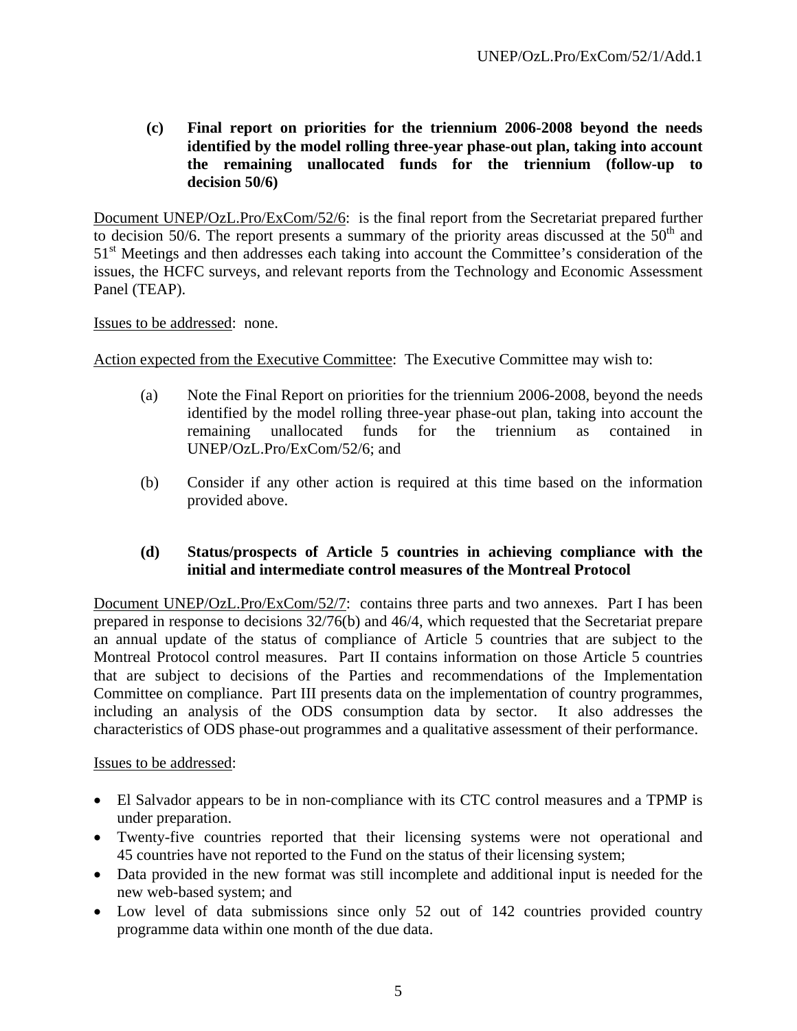**(c) Final report on priorities for the triennium 2006-2008 beyond the needs identified by the model rolling three-year phase-out plan, taking into account the remaining unallocated funds for the triennium (follow-up to decision 50/6)**

Document UNEP/OzL.Pro/ExCom/52/6: is the final report from the Secretariat prepared further to decision 50/6. The report presents a summary of the priority areas discussed at the 50th and 51st Meetings and then addresses each taking into account the Committee's consideration of the issues, the HCFC surveys, and relevant reports from the Technology and Economic Assessment Panel (TEAP).

Issues to be addressed: none.

Action expected from the Executive Committee: The Executive Committee may wish to:

(a) Note the Final Report on priorities for the triennium 2006-2008, beyond the needs identified by the model rolling three-year phase-out plan, taking into account the remaining unallocated funds for the triennium as contained in UNEP/OzL.Pro/ExCom/52/6; and

(b) Consider if any other action is required at this time based on the information provided above.

**(d) Status/prospects of Article 5 countries in achieving compliance with the initial and intermediate control measures of the Montreal Protocol**

Document UNEP/OzL.Pro/ExCom/52/7: contains three parts and two annexes. Part I has been prepared in response to decisions 32/76(b) and 46/4, which requested that the Secretariat prepare an annual update of the status of compliance of Article 5 countries that are subject to the Montreal Protocol control measures. Part II contains information on those Article 5 countries that are subject to decisions of the Parties and recommendations of the Implementation Committee on compliance. Part III presents data on the implementation of country programmes, including an analysis of the ODS consumption data by sector. It also addresses the characteristics of ODS phase-out programmes and a qualitative assessment of their performance.

Issues to be addressed:

- El Salvador appears to be in non-compliance with its CTC control measures and a TPMP is under preparation.
- Twenty-five countries reported that their licensing systems were not operational and 45 countries have not reported to the Fund on the status of their licensing system;
- Data provided in the new format was still incomplete and additional input is needed for the new web-based system; and
- Low level of data submissions since only 52 out of 142 countries provided country programme data within one month of the due data.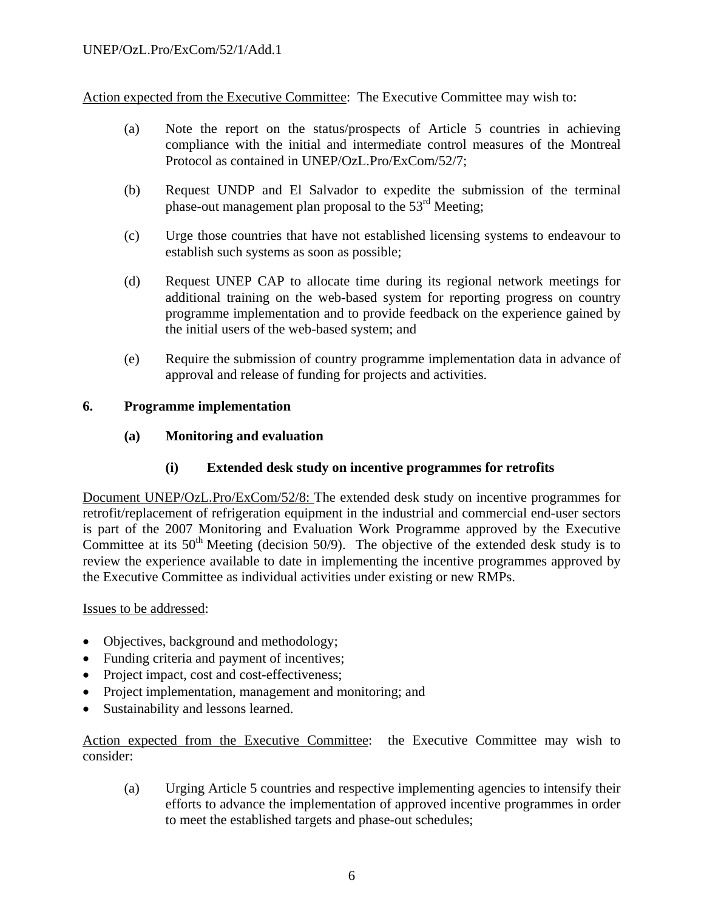Action expected from the Executive Committee: The Executive Committee may wish to:

(a) Note the report on the status/prospects of Article 5 countries in achieving compliance with the initial and intermediate control measures of the Montreal Protocol as contained in UNEP/OzL.Pro/ExCom/52/7;

(b) Request UNDP and El Salvador to expedite the submission of the terminal phase-out management plan proposal to the 53rd Meeting;

(c) Urge those countries that have not established licensing systems to endeavour to establish such systems as soon as possible;

(d) Request UNEP CAP to allocate time during its regional network meetings for additional training on the web-based system for reporting progress on country programme implementation and to provide feedback on the experience gained by the initial users of the web-based system; and

(e) Require the submission of country programme implementation data in advance of approval and release of funding for projects and activities.

## 6. Programme implementation

### (a) Monitoring and evaluation

#### (i) Extended desk study on incentive programmes for retrofits

Document UNEP/OzL.Pro/ExCom/52/8: The extended desk study on incentive programmes for retrofit/replacement of refrigeration equipment in the industrial and commercial end-user sectors is part of the 2007 Monitoring and Evaluation Work Programme approved by the Executive Committee at its 50th Meeting (decision 50/9). The objective of the extended desk study is to review the experience available to date in implementing the incentive programmes approved by the Executive Committee as individual activities under existing or new RMPs.

Issues to be addressed:

- Objectives, background and methodology;
- Funding criteria and payment of incentives;
- Project impact, cost and cost-effectiveness;
- Project implementation, management and monitoring; and
- Sustainability and lessons learned.

Action expected from the Executive Committee: the Executive Committee may wish to consider:

(a) Urging Article 5 countries and respective implementing agencies to intensify their efforts to advance the implementation of approved incentive programmes in order to meet the established targets and phase-out schedules;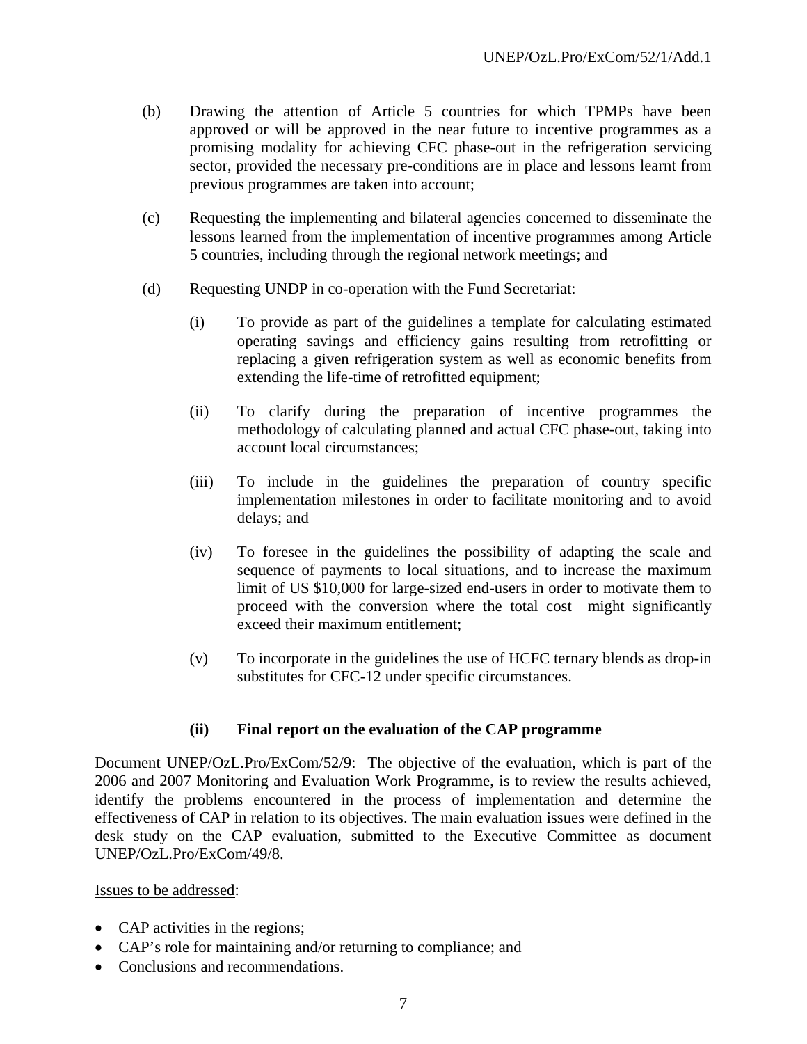(b) Drawing the attention of Article 5 countries for which TPMPs have been approved or will be approved in the near future to incentive programmes as a promising modality for achieving CFC phase-out in the refrigeration servicing sector, provided the necessary pre-conditions are in place and lessons learnt from previous programmes are taken into account;

(c) Requesting the implementing and bilateral agencies concerned to disseminate the lessons learned from the implementation of incentive programmes among Article 5 countries, including through the regional network meetings; and

(d) Requesting UNDP in co-operation with the Fund Secretariat:

   (i) To provide as part of the guidelines a template for calculating estimated operating savings and efficiency gains resulting from retrofitting or replacing a given refrigeration system as well as economic benefits from extending the life-time of retrofitted equipment;

   (ii) To clarify during the preparation of incentive programmes the methodology of calculating planned and actual CFC phase-out, taking into account local circumstances;

   (iii) To include in the guidelines the preparation of country specific implementation milestones in order to facilitate monitoring and to avoid delays; and

   (iv) To foresee in the guidelines the possibility of adapting the scale and sequence of payments to local situations, and to increase the maximum limit of US $10,000 for large-sized end-users in order to motivate them to proceed with the conversion where the total cost might significantly exceed their maximum entitlement;

   (v) To incorporate in the guidelines the use of HCFC ternary blends as drop-in substitutes for CFC-12 under specific circumstances.

### (ii) Final report on the evaluation of the CAP programme

Document UNEP/OzL.Pro/ExCom/52/9: The objective of the evaluation, which is part of the 2006 and 2007 Monitoring and Evaluation Work Programme, is to review the results achieved, identify the problems encountered in the process of implementation and determine the effectiveness of CAP in relation to its objectives. The main evaluation issues were defined in the desk study on the CAP evaluation, submitted to the Executive Committee as document UNEP/OzL.Pro/ExCom/49/8.

Issues to be addressed:

- CAP activities in the regions;
- CAP's role for maintaining and/or returning to compliance; and
- Conclusions and recommendations.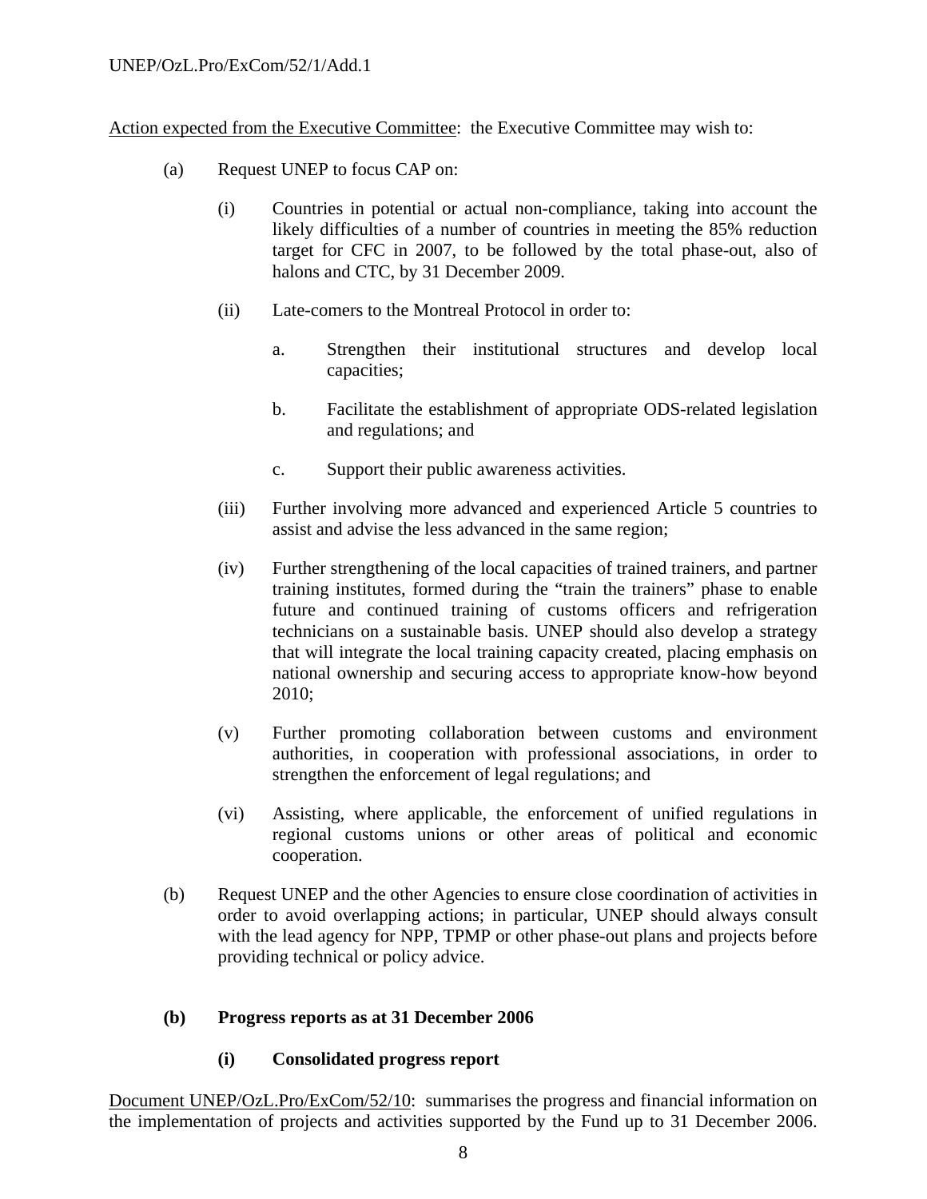Action expected from the Executive Committee: the Executive Committee may wish to:

(a) Request UNEP to focus CAP on:

  (i) Countries in potential or actual non-compliance, taking into account the likely difficulties of a number of countries in meeting the 85% reduction target for CFC in 2007, to be followed by the total phase-out, also of halons and CTC, by 31 December 2009.

  (ii) Late-comers to the Montreal Protocol in order to:

    a. Strengthen their institutional structures and develop local capacities;

    b. Facilitate the establishment of appropriate ODS-related legislation and regulations; and

    c. Support their public awareness activities.

  (iii) Further involving more advanced and experienced Article 5 countries to assist and advise the less advanced in the same region;

  (iv) Further strengthening of the local capacities of trained trainers, and partner training institutes, formed during the "train the trainers" phase to enable future and continued training of customs officers and refrigeration technicians on a sustainable basis. UNEP should also develop a strategy that will integrate the local training capacity created, placing emphasis on national ownership and securing access to appropriate know-how beyond 2010;

  (v) Further promoting collaboration between customs and environment authorities, in cooperation with professional associations, in order to strengthen the enforcement of legal regulations; and

  (vi) Assisting, where applicable, the enforcement of unified regulations in regional customs unions or other areas of political and economic cooperation.

(b) Request UNEP and the other Agencies to ensure close coordination of activities in order to avoid overlapping actions; in particular, UNEP should always consult with the lead agency for NPP, TPMP or other phase-out plans and projects before providing technical or policy advice.

**(b) Progress reports as at 31 December 2006**

**(i) Consolidated progress report**

Document UNEP/OzL.Pro/ExCom/52/10: summarises the progress and financial information on the implementation of projects and activities supported by the Fund up to 31 December 2006.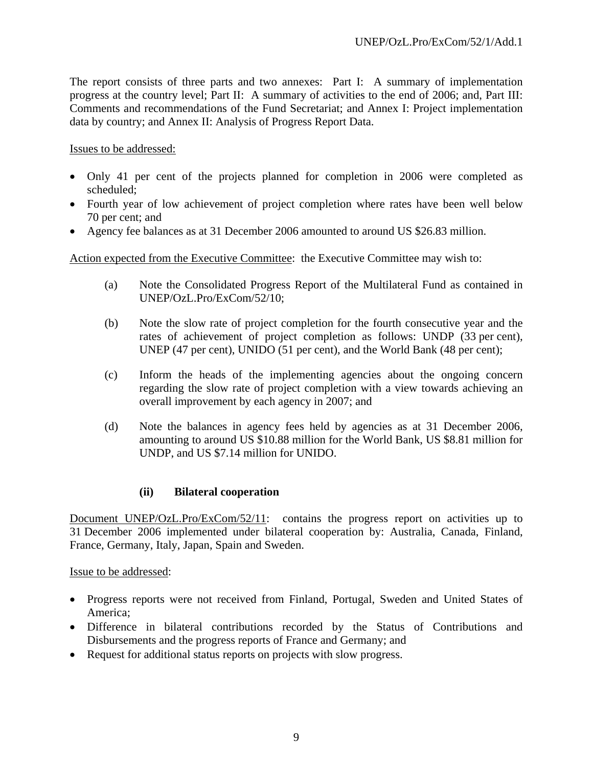The report consists of three parts and two annexes: Part I: A summary of implementation progress at the country level; Part II: A summary of activities to the end of 2006; and, Part III: Comments and recommendations of the Fund Secretariat; and Annex I: Project implementation data by country; and Annex II: Analysis of Progress Report Data.

Issues to be addressed:

- Only 41 per cent of the projects planned for completion in 2006 were completed as scheduled;
- Fourth year of low achievement of project completion where rates have been well below 70 per cent; and
- Agency fee balances as at 31 December 2006 amounted to around US $26.83 million.

Action expected from the Executive Committee: the Executive Committee may wish to:

(a) Note the Consolidated Progress Report of the Multilateral Fund as contained in UNEP/OzL.Pro/ExCom/52/10;

(b) Note the slow rate of project completion for the fourth consecutive year and the rates of achievement of project completion as follows: UNDP (33 per cent), UNEP (47 per cent), UNIDO (51 per cent), and the World Bank (48 per cent);

(c) Inform the heads of the implementing agencies about the ongoing concern regarding the slow rate of project completion with a view towards achieving an overall improvement by each agency in 2007; and

(d) Note the balances in agency fees held by agencies as at 31 December 2006, amounting to around US $10.88 million for the World Bank, US $8.81 million for UNDP, and US $7.14 million for UNIDO.

#### (ii) Bilateral cooperation

Document UNEP/OzL.Pro/ExCom/52/11: contains the progress report on activities up to 31 December 2006 implemented under bilateral cooperation by: Australia, Canada, Finland, France, Germany, Italy, Japan, Spain and Sweden.

Issue to be addressed:

- Progress reports were not received from Finland, Portugal, Sweden and United States of America;
- Difference in bilateral contributions recorded by the Status of Contributions and Disbursements and the progress reports of France and Germany; and
- Request for additional status reports on projects with slow progress.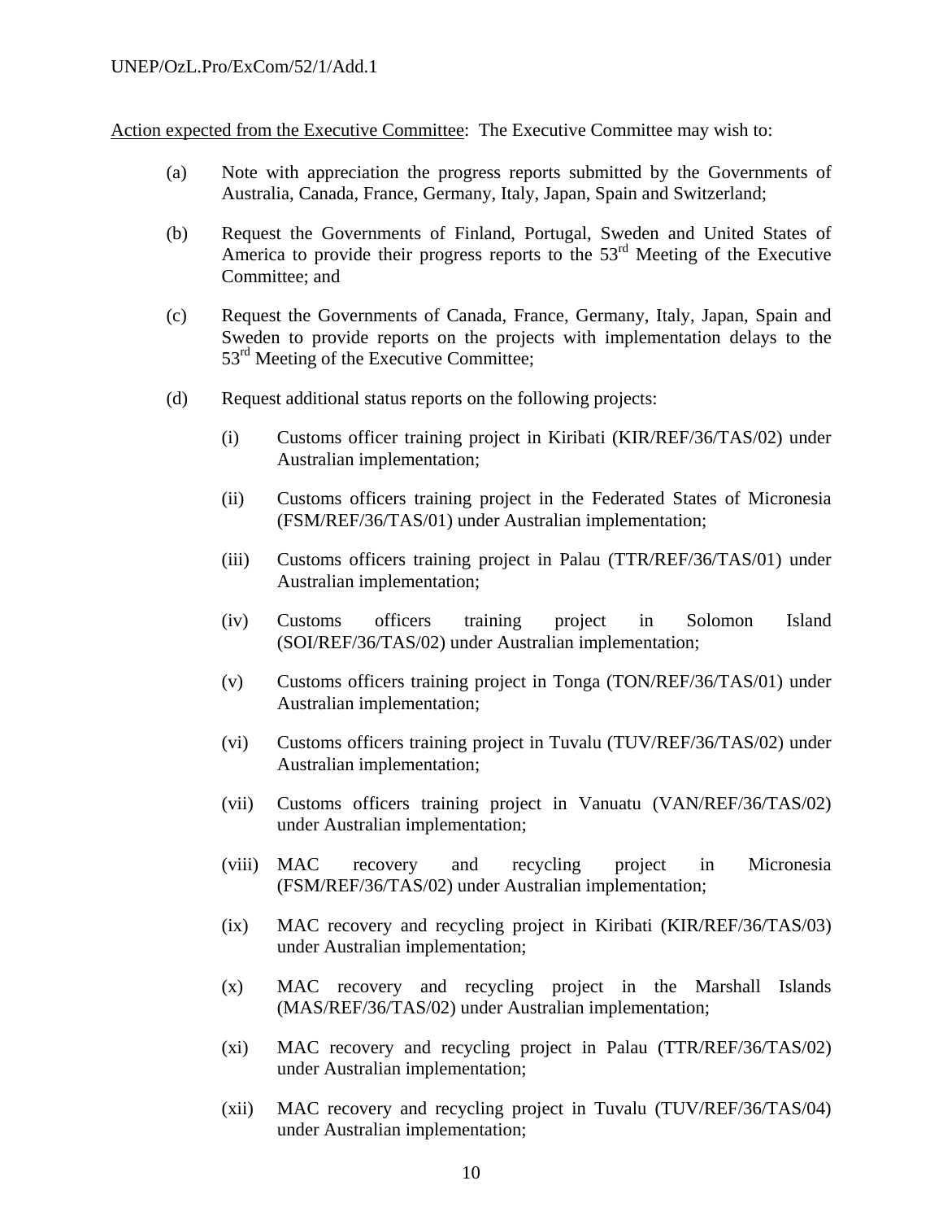Action expected from the Executive Committee: The Executive Committee may wish to:

(a) Note with appreciation the progress reports submitted by the Governments of Australia, Canada, France, Germany, Italy, Japan, Spain and Switzerland;

(b) Request the Governments of Finland, Portugal, Sweden and United States of America to provide their progress reports to the 53rd Meeting of the Executive Committee; and

(c) Request the Governments of Canada, France, Germany, Italy, Japan, Spain and Sweden to provide reports on the projects with implementation delays to the 53rd Meeting of the Executive Committee;

(d) Request additional status reports on the following projects:

   (i) Customs officer training project in Kiribati (KIR/REF/36/TAS/02) under Australian implementation;

   (ii) Customs officers training project in the Federated States of Micronesia (FSM/REF/36/TAS/01) under Australian implementation;

   (iii) Customs officers training project in Palau (TTR/REF/36/TAS/01) under Australian implementation;

   (iv) Customs officers training project in Solomon Island (SOI/REF/36/TAS/02) under Australian implementation;

   (v) Customs officers training project in Tonga (TON/REF/36/TAS/01) under Australian implementation;

   (vi) Customs officers training project in Tuvalu (TUV/REF/36/TAS/02) under Australian implementation;

   (vii) Customs officers training project in Vanuatu (VAN/REF/36/TAS/02) under Australian implementation;

   (viii) MAC recovery and recycling project in Micronesia (FSM/REF/36/TAS/02) under Australian implementation;

   (ix) MAC recovery and recycling project in Kiribati (KIR/REF/36/TAS/03) under Australian implementation;

   (x) MAC recovery and recycling project in the Marshall Islands (MAS/REF/36/TAS/02) under Australian implementation;

   (xi) MAC recovery and recycling project in Palau (TTR/REF/36/TAS/02) under Australian implementation;

   (xii) MAC recovery and recycling project in Tuvalu (TUV/REF/36/TAS/04) under Australian implementation;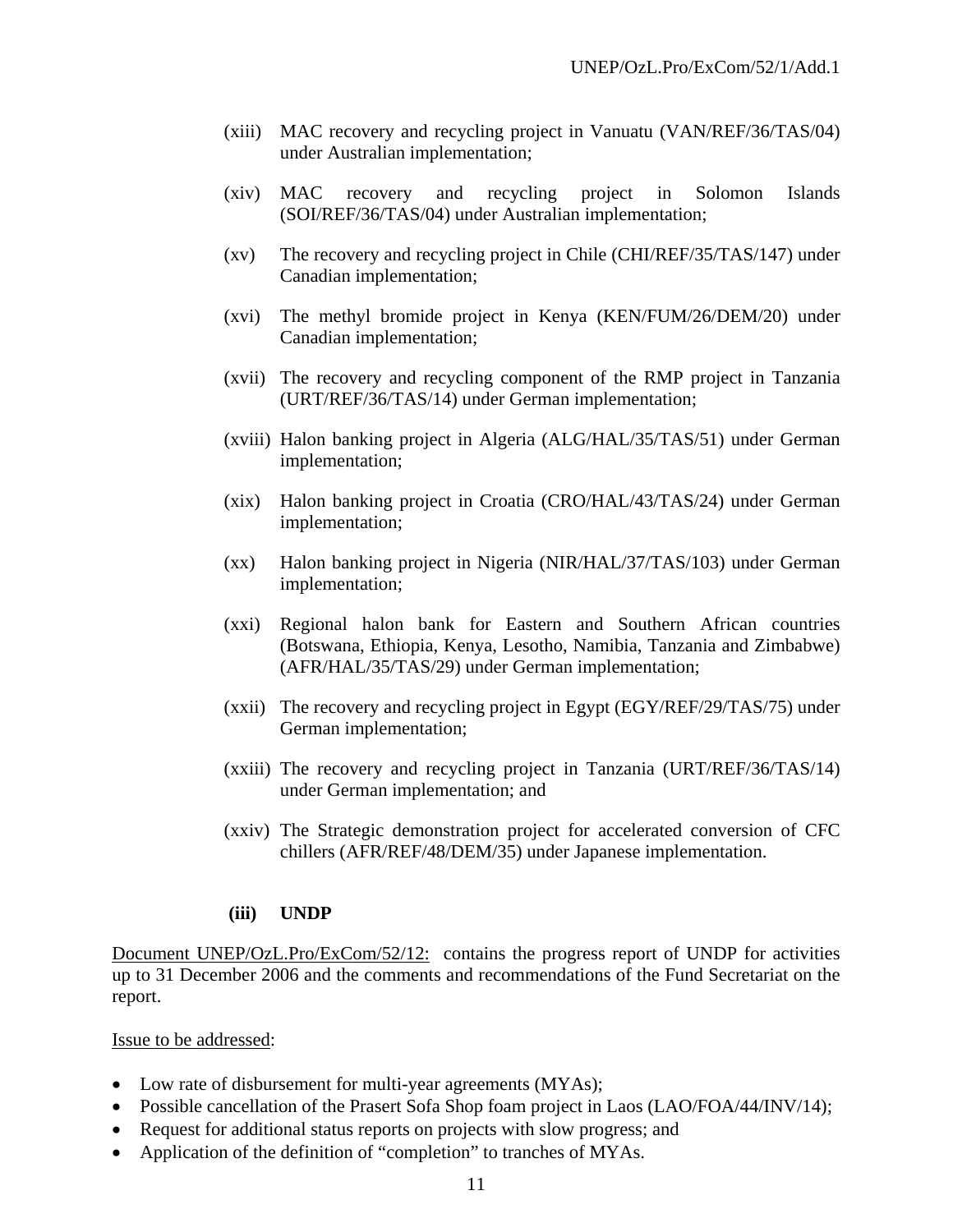(xiii) MAC recovery and recycling project in Vanuatu (VAN/REF/36/TAS/04) under Australian implementation;

(xiv) MAC recovery and recycling project in Solomon Islands (SOI/REF/36/TAS/04) under Australian implementation;

(xv) The recovery and recycling project in Chile (CHI/REF/35/TAS/147) under Canadian implementation;

(xvi) The methyl bromide project in Kenya (KEN/FUM/26/DEM/20) under Canadian implementation;

(xvii) The recovery and recycling component of the RMP project in Tanzania (URT/REF/36/TAS/14) under German implementation;

(xviii) Halon banking project in Algeria (ALG/HAL/35/TAS/51) under German implementation;

(xix) Halon banking project in Croatia (CRO/HAL/43/TAS/24) under German implementation;

(xx) Halon banking project in Nigeria (NIR/HAL/37/TAS/103) under German implementation;

(xxi) Regional halon bank for Eastern and Southern African countries (Botswana, Ethiopia, Kenya, Lesotho, Namibia, Tanzania and Zimbabwe) (AFR/HAL/35/TAS/29) under German implementation;

(xxii) The recovery and recycling project in Egypt (EGY/REF/29/TAS/75) under German implementation;

(xxiii) The recovery and recycling project in Tanzania (URT/REF/36/TAS/14) under German implementation; and

(xxiv) The Strategic demonstration project for accelerated conversion of CFC chillers (AFR/REF/48/DEM/35) under Japanese implementation.

**(iii) UNDP**

Document UNEP/OzL.Pro/ExCom/52/12: contains the progress report of UNDP for activities up to 31 December 2006 and the comments and recommendations of the Fund Secretariat on the report.

Issue to be addressed:

- Low rate of disbursement for multi-year agreements (MYAs);
- Possible cancellation of the Prasert Sofa Shop foam project in Laos (LAO/FOA/44/INV/14);
- Request for additional status reports on projects with slow progress; and
- Application of the definition of "completion" to tranches of MYAs.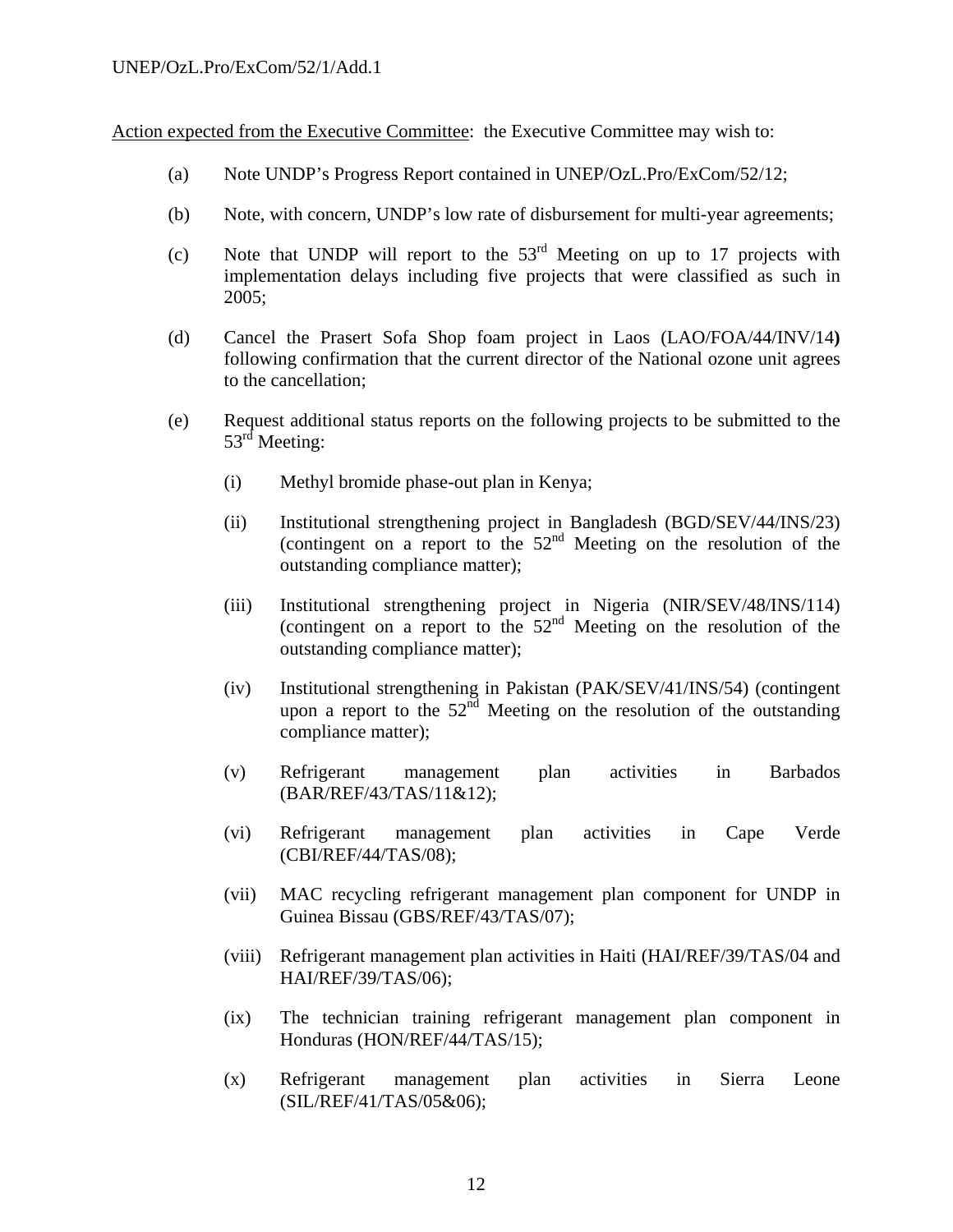Action expected from the Executive Committee: the Executive Committee may wish to:

(a) Note UNDP's Progress Report contained in UNEP/OzL.Pro/ExCom/52/12;

(b) Note, with concern, UNDP's low rate of disbursement for multi-year agreements;

(c) Note that UNDP will report to the 53rd Meeting on up to 17 projects with implementation delays including five projects that were classified as such in 2005;

(d) Cancel the Prasert Sofa Shop foam project in Laos (LAO/FOA/44/INV/14**)** following confirmation that the current director of the National ozone unit agrees to the cancellation;

(e) Request additional status reports on the following projects to be submitted to the 53rd Meeting:

  (i) Methyl bromide phase-out plan in Kenya;

  (ii) Institutional strengthening project in Bangladesh (BGD/SEV/44/INS/23) (contingent on a report to the 52nd Meeting on the resolution of the outstanding compliance matter);

  (iii) Institutional strengthening project in Nigeria (NIR/SEV/48/INS/114) (contingent on a report to the 52nd Meeting on the resolution of the outstanding compliance matter);

  (iv) Institutional strengthening in Pakistan (PAK/SEV/41/INS/54) (contingent upon a report to the 52nd Meeting on the resolution of the outstanding compliance matter);

  (v) Refrigerant management plan activities in Barbados (BAR/REF/43/TAS/11&12);

  (vi) Refrigerant management plan activities in Cape Verde (CBI/REF/44/TAS/08);

  (vii) MAC recycling refrigerant management plan component for UNDP in Guinea Bissau (GBS/REF/43/TAS/07);

  (viii) Refrigerant management plan activities in Haiti (HAI/REF/39/TAS/04 and HAI/REF/39/TAS/06);

  (ix) The technician training refrigerant management plan component in Honduras (HON/REF/44/TAS/15);

  (x) Refrigerant management plan activities in Sierra Leone (SIL/REF/41/TAS/05&06);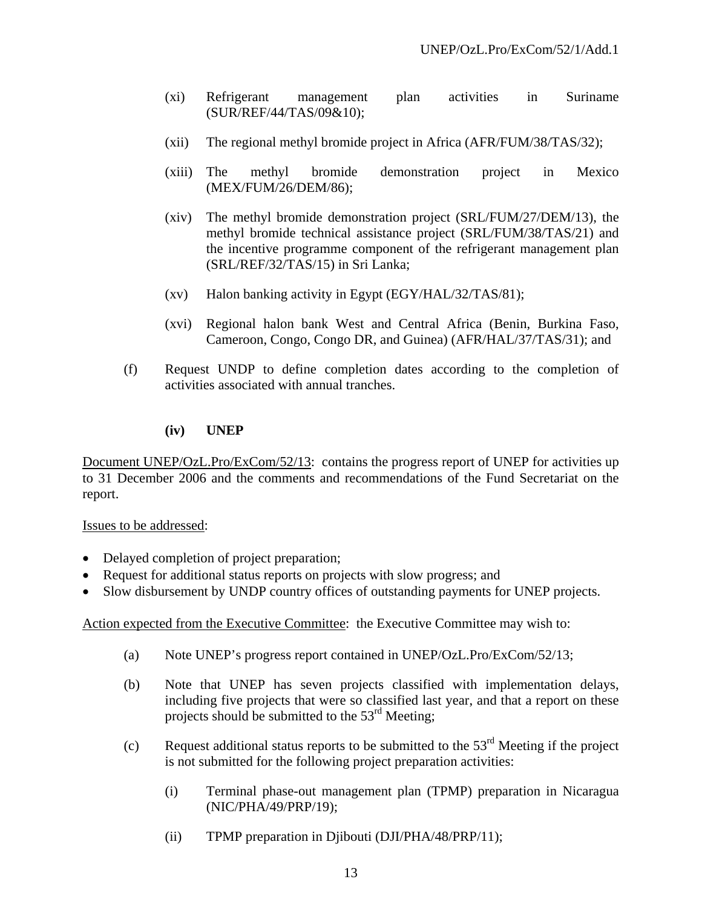(xi) Refrigerant management plan activities in Suriname (SUR/REF/44/TAS/09&10);

(xii) The regional methyl bromide project in Africa (AFR/FUM/38/TAS/32);

(xiii) The methyl bromide demonstration project in Mexico (MEX/FUM/26/DEM/86);

(xiv) The methyl bromide demonstration project (SRL/FUM/27/DEM/13), the methyl bromide technical assistance project (SRL/FUM/38/TAS/21) and the incentive programme component of the refrigerant management plan (SRL/REF/32/TAS/15) in Sri Lanka;

(xv) Halon banking activity in Egypt (EGY/HAL/32/TAS/81);

(xvi) Regional halon bank West and Central Africa (Benin, Burkina Faso, Cameroon, Congo, Congo DR, and Guinea) (AFR/HAL/37/TAS/31); and

(f) Request UNDP to define completion dates according to the completion of activities associated with annual tranches.

**(iv) UNEP**

Document UNEP/OzL.Pro/ExCom/52/13: contains the progress report of UNEP for activities up to 31 December 2006 and the comments and recommendations of the Fund Secretariat on the report.

Issues to be addressed:

- Delayed completion of project preparation;
- Request for additional status reports on projects with slow progress; and
- Slow disbursement by UNDP country offices of outstanding payments for UNEP projects.

Action expected from the Executive Committee: the Executive Committee may wish to:

(a) Note UNEP's progress report contained in UNEP/OzL.Pro/ExCom/52/13;

(b) Note that UNEP has seven projects classified with implementation delays, including five projects that were so classified last year, and that a report on these projects should be submitted to the 53rd Meeting;

(c) Request additional status reports to be submitted to the 53rd Meeting if the project is not submitted for the following project preparation activities:

(i) Terminal phase-out management plan (TPMP) preparation in Nicaragua (NIC/PHA/49/PRP/19);

(ii) TPMP preparation in Djibouti (DJI/PHA/48/PRP/11);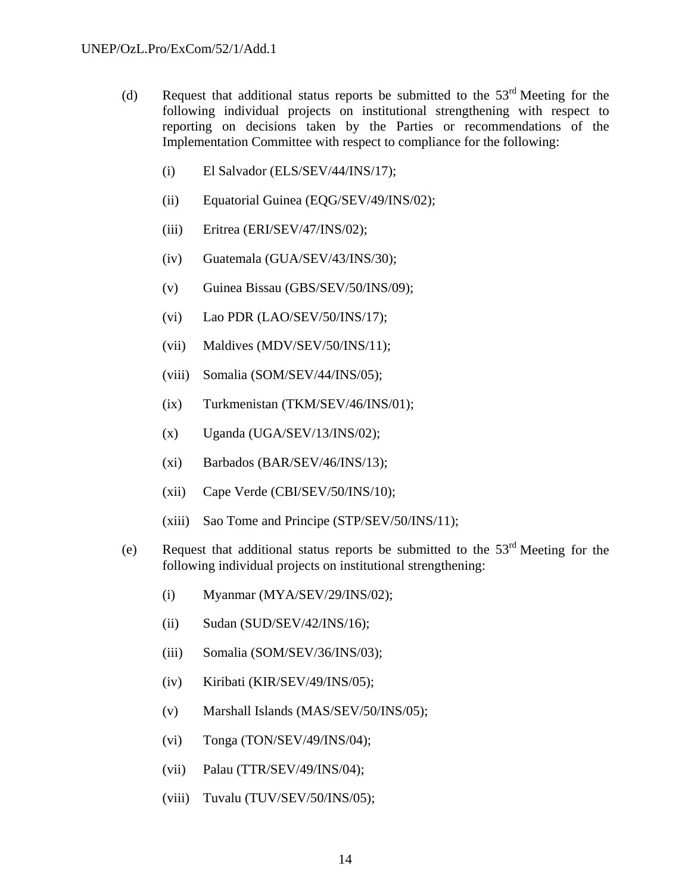(d) Request that additional status reports be submitted to the 53rd Meeting for the following individual projects on institutional strengthening with respect to reporting on decisions taken by the Parties or recommendations of the Implementation Committee with respect to compliance for the following:

(i) El Salvador (ELS/SEV/44/INS/17);

(ii) Equatorial Guinea (EQG/SEV/49/INS/02);

(iii) Eritrea (ERI/SEV/47/INS/02);

(iv) Guatemala (GUA/SEV/43/INS/30);

(v) Guinea Bissau (GBS/SEV/50/INS/09);

(vi) Lao PDR (LAO/SEV/50/INS/17);

(vii) Maldives (MDV/SEV/50/INS/11);

(viii) Somalia (SOM/SEV/44/INS/05);

(ix) Turkmenistan (TKM/SEV/46/INS/01);

(x) Uganda (UGA/SEV/13/INS/02);

(xi) Barbados (BAR/SEV/46/INS/13);

(xii) Cape Verde (CBI/SEV/50/INS/10);

(xiii) Sao Tome and Principe (STP/SEV/50/INS/11);

(e) Request that additional status reports be submitted to the 53rd Meeting for the following individual projects on institutional strengthening:

(i) Myanmar (MYA/SEV/29/INS/02);

(ii) Sudan (SUD/SEV/42/INS/16);

(iii) Somalia (SOM/SEV/36/INS/03);

(iv) Kiribati (KIR/SEV/49/INS/05);

(v) Marshall Islands (MAS/SEV/50/INS/05);

(vi) Tonga (TON/SEV/49/INS/04);

(vii) Palau (TTR/SEV/49/INS/04);

(viii) Tuvalu (TUV/SEV/50/INS/05);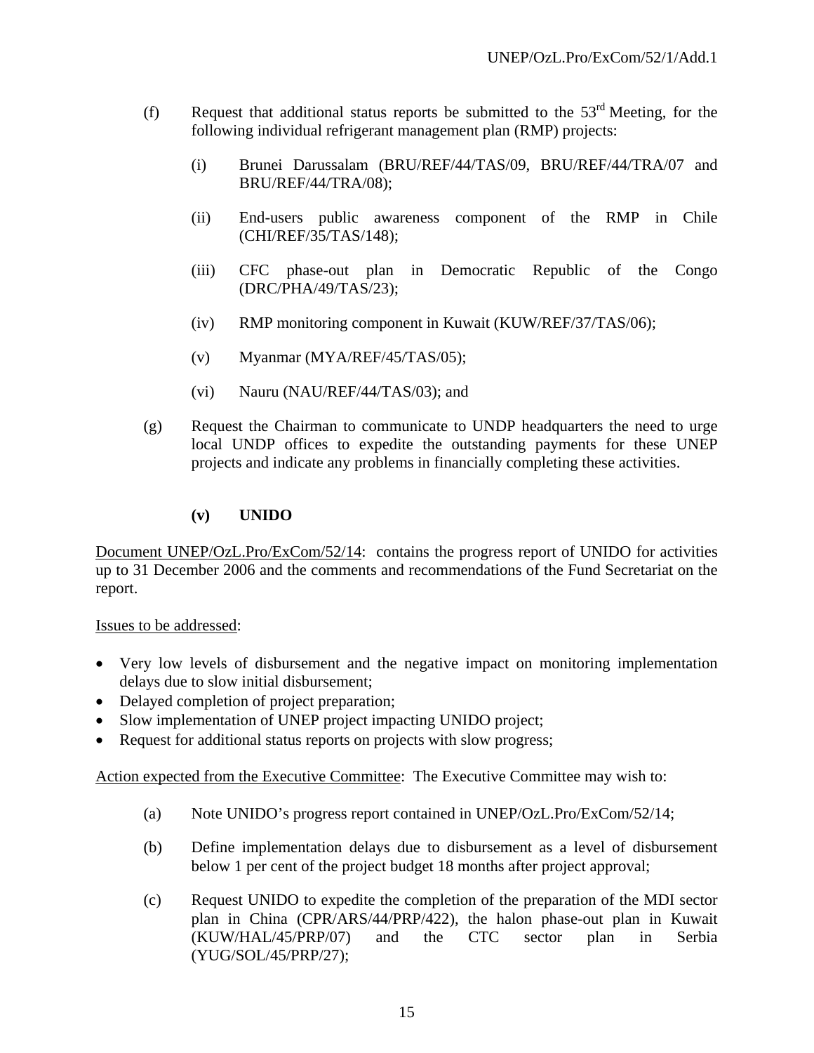(f) Request that additional status reports be submitted to the 53rd Meeting, for the following individual refrigerant management plan (RMP) projects:

(i) Brunei Darussalam (BRU/REF/44/TAS/09, BRU/REF/44/TRA/07 and BRU/REF/44/TRA/08);

(ii) End-users public awareness component of the RMP in Chile (CHI/REF/35/TAS/148);

(iii) CFC phase-out plan in Democratic Republic of the Congo (DRC/PHA/49/TAS/23);

(iv) RMP monitoring component in Kuwait (KUW/REF/37/TAS/06);

(v) Myanmar (MYA/REF/45/TAS/05);

(vi) Nauru (NAU/REF/44/TAS/03); and

(g) Request the Chairman to communicate to UNDP headquarters the need to urge local UNDP offices to expedite the outstanding payments for these UNEP projects and indicate any problems in financially completing these activities.

**(v) UNIDO**

Document UNEP/OzL.Pro/ExCom/52/14: contains the progress report of UNIDO for activities up to 31 December 2006 and the comments and recommendations of the Fund Secretariat on the report.

Issues to be addressed:

- Very low levels of disbursement and the negative impact on monitoring implementation delays due to slow initial disbursement;
- Delayed completion of project preparation;
- Slow implementation of UNEP project impacting UNIDO project;
- Request for additional status reports on projects with slow progress;

Action expected from the Executive Committee: The Executive Committee may wish to:

(a) Note UNIDO's progress report contained in UNEP/OzL.Pro/ExCom/52/14;

(b) Define implementation delays due to disbursement as a level of disbursement below 1 per cent of the project budget 18 months after project approval;

(c) Request UNIDO to expedite the completion of the preparation of the MDI sector plan in China (CPR/ARS/44/PRP/422), the halon phase-out plan in Kuwait (KUW/HAL/45/PRP/07) and the CTC sector plan in Serbia (YUG/SOL/45/PRP/27);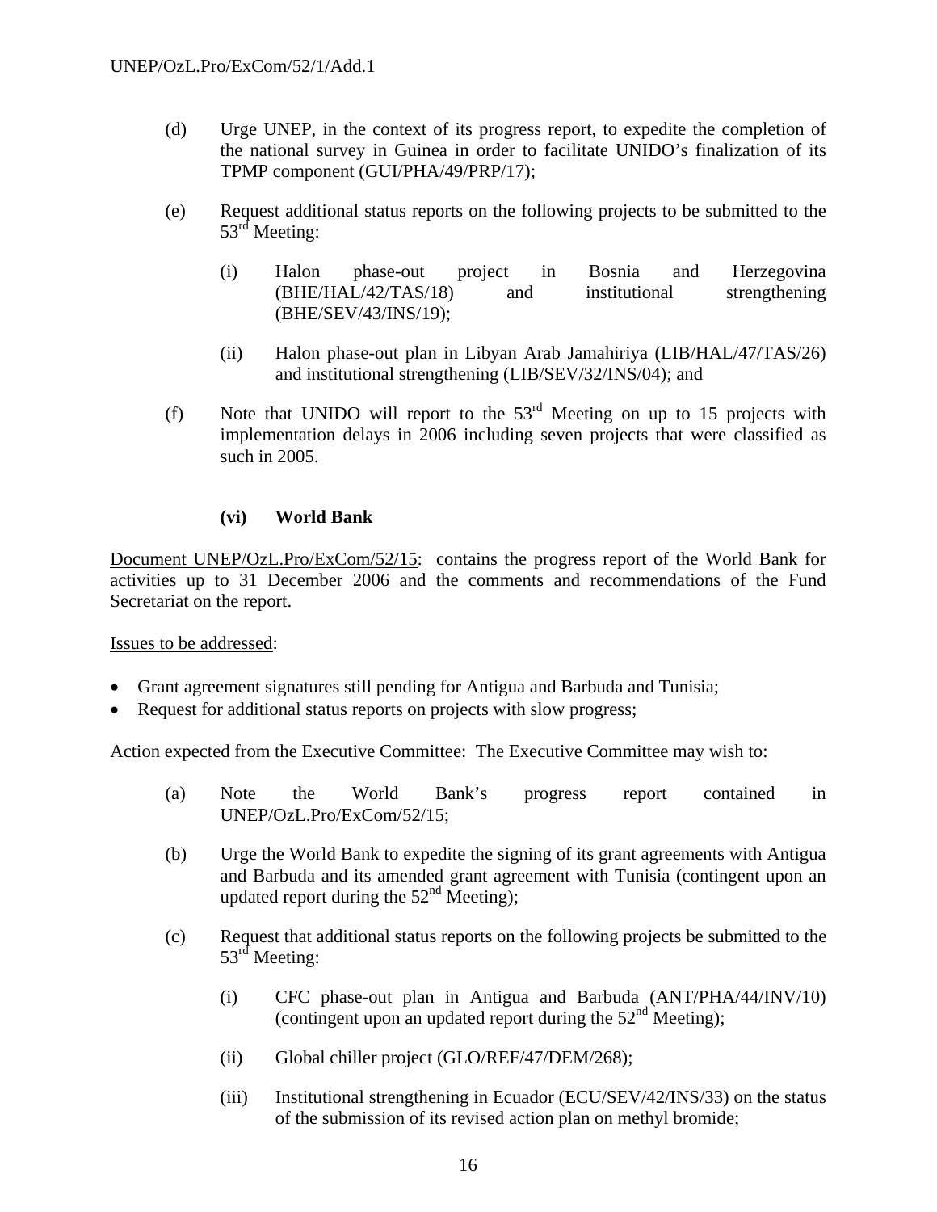(d) Urge UNEP, in the context of its progress report, to expedite the completion of the national survey in Guinea in order to facilitate UNIDO's finalization of its TPMP component (GUI/PHA/49/PRP/17);

(e) Request additional status reports on the following projects to be submitted to the 53rd Meeting:

(i) Halon phase-out project in Bosnia and Herzegovina (BHE/HAL/42/TAS/18) and institutional strengthening (BHE/SEV/43/INS/19);

(ii) Halon phase-out plan in Libyan Arab Jamahiriya (LIB/HAL/47/TAS/26) and institutional strengthening (LIB/SEV/32/INS/04); and

(f) Note that UNIDO will report to the 53rd Meeting on up to 15 projects with implementation delays in 2006 including seven projects that were classified as such in 2005.

#### (vi) World Bank

Document UNEP/OzL.Pro/ExCom/52/15: contains the progress report of the World Bank for activities up to 31 December 2006 and the comments and recommendations of the Fund Secretariat on the report.

Issues to be addressed:

- Grant agreement signatures still pending for Antigua and Barbuda and Tunisia;
- Request for additional status reports on projects with slow progress;

Action expected from the Executive Committee: The Executive Committee may wish to:

(a) Note the World Bank's progress report contained in UNEP/OzL.Pro/ExCom/52/15;

(b) Urge the World Bank to expedite the signing of its grant agreements with Antigua and Barbuda and its amended grant agreement with Tunisia (contingent upon an updated report during the 52nd Meeting);

(c) Request that additional status reports on the following projects be submitted to the 53rd Meeting:

(i) CFC phase-out plan in Antigua and Barbuda (ANT/PHA/44/INV/10) (contingent upon an updated report during the 52nd Meeting);

(ii) Global chiller project (GLO/REF/47/DEM/268);

(iii) Institutional strengthening in Ecuador (ECU/SEV/42/INS/33) on the status of the submission of its revised action plan on methyl bromide;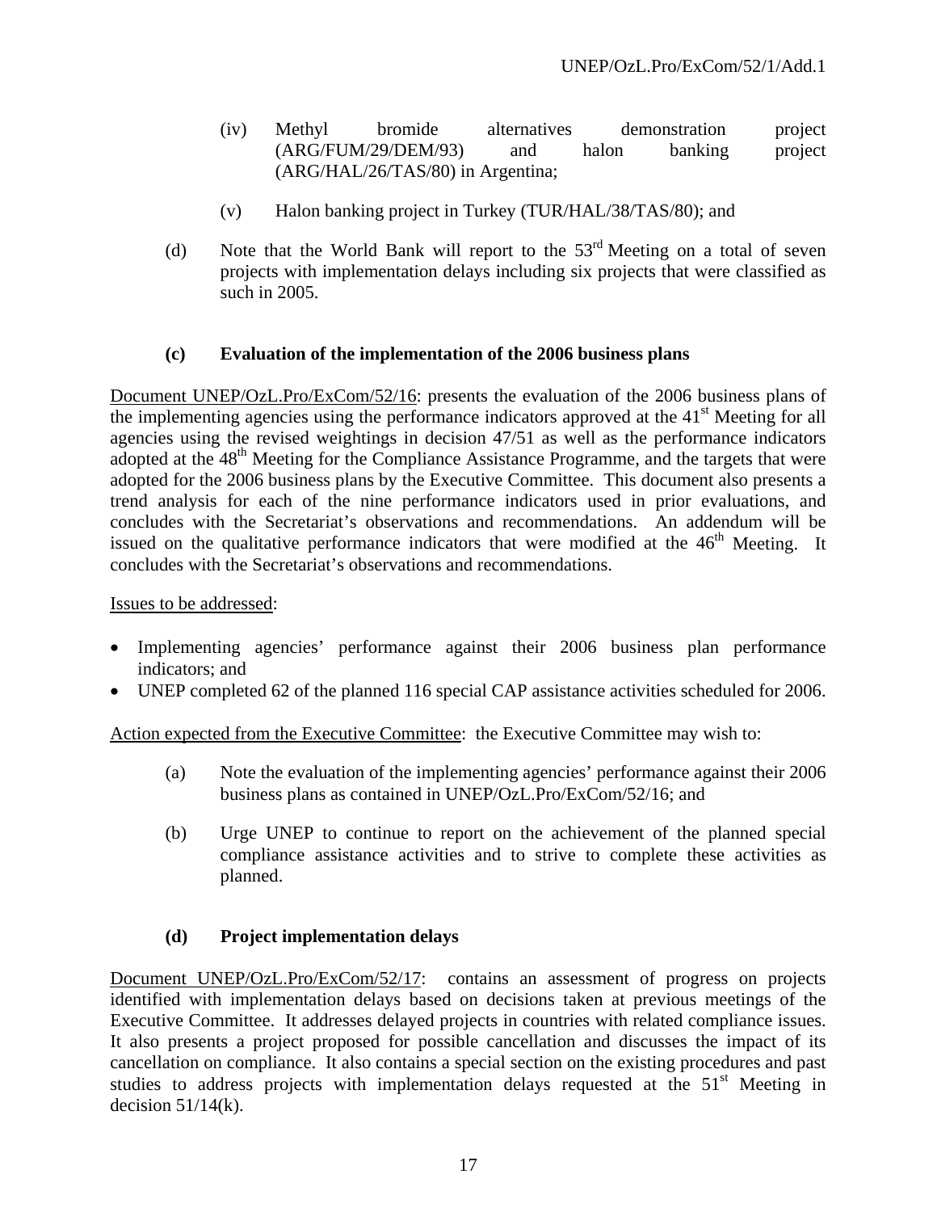(iv) Methyl bromide alternatives demonstration project (ARG/FUM/29/DEM/93) and halon banking project (ARG/HAL/26/TAS/80) in Argentina;

(v) Halon banking project in Turkey (TUR/HAL/38/TAS/80); and

(d) Note that the World Bank will report to the 53rd Meeting on a total of seven projects with implementation delays including six projects that were classified as such in 2005.

### (c) Evaluation of the implementation of the 2006 business plans

Document UNEP/OzL.Pro/ExCom/52/16: presents the evaluation of the 2006 business plans of the implementing agencies using the performance indicators approved at the 41st Meeting for all agencies using the revised weightings in decision 47/51 as well as the performance indicators adopted at the 48th Meeting for the Compliance Assistance Programme, and the targets that were adopted for the 2006 business plans by the Executive Committee. This document also presents a trend analysis for each of the nine performance indicators used in prior evaluations, and concludes with the Secretariat's observations and recommendations. An addendum will be issued on the qualitative performance indicators that were modified at the 46th Meeting. It concludes with the Secretariat's observations and recommendations.

Issues to be addressed:

- Implementing agencies' performance against their 2006 business plan performance indicators; and
- UNEP completed 62 of the planned 116 special CAP assistance activities scheduled for 2006.

Action expected from the Executive Committee: the Executive Committee may wish to:

(a) Note the evaluation of the implementing agencies' performance against their 2006 business plans as contained in UNEP/OzL.Pro/ExCom/52/16; and

(b) Urge UNEP to continue to report on the achievement of the planned special compliance assistance activities and to strive to complete these activities as planned.

### (d) Project implementation delays

Document UNEP/OzL.Pro/ExCom/52/17: contains an assessment of progress on projects identified with implementation delays based on decisions taken at previous meetings of the Executive Committee. It addresses delayed projects in countries with related compliance issues. It also presents a project proposed for possible cancellation and discusses the impact of its cancellation on compliance. It also contains a special section on the existing procedures and past studies to address projects with implementation delays requested at the 51st Meeting in decision 51/14(k).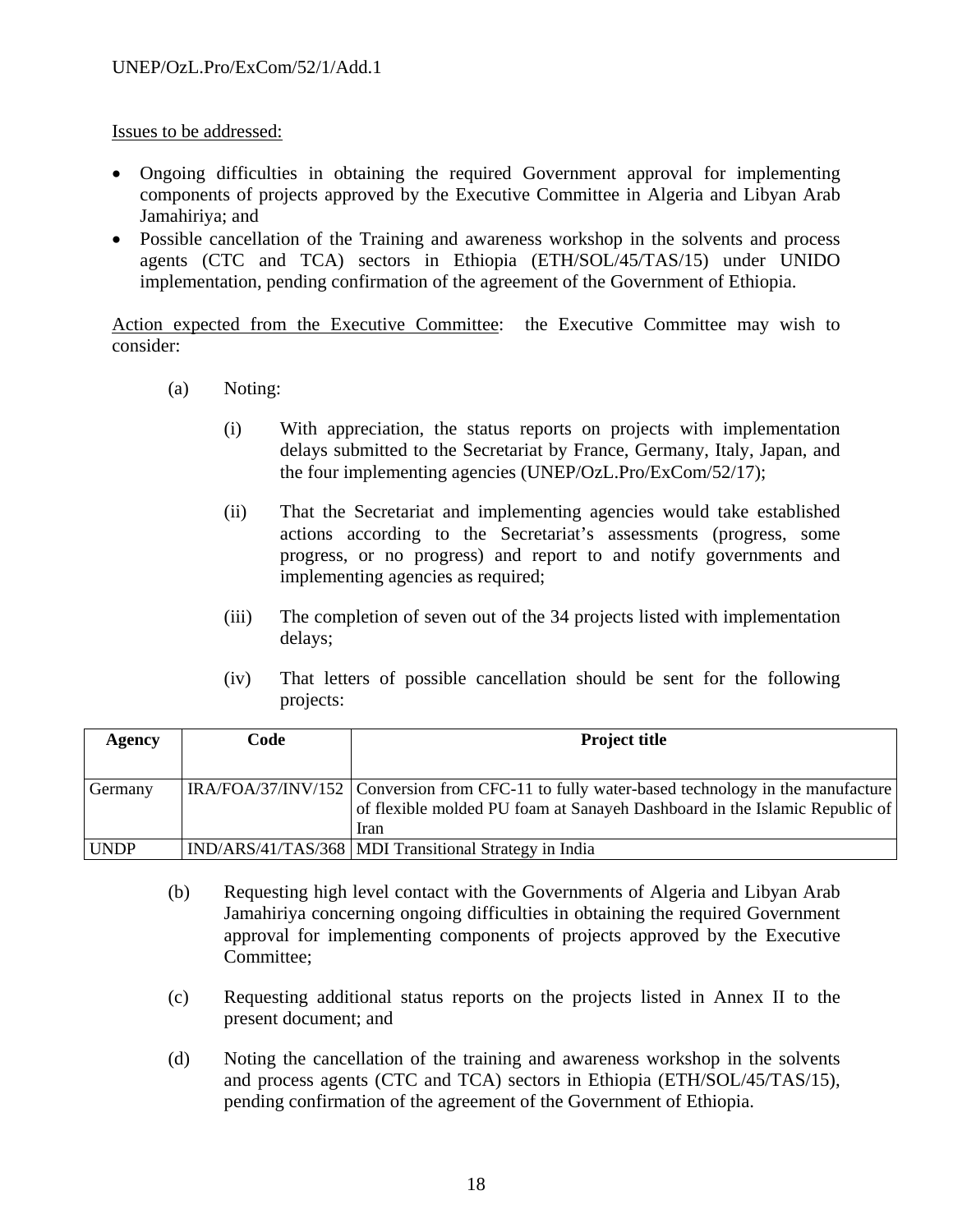Issues to be addressed:

- Ongoing difficulties in obtaining the required Government approval for implementing components of projects approved by the Executive Committee in Algeria and Libyan Arab Jamahiriya; and
- Possible cancellation of the Training and awareness workshop in the solvents and process agents (CTC and TCA) sectors in Ethiopia (ETH/SOL/45/TAS/15) under UNIDO implementation, pending confirmation of the agreement of the Government of Ethiopia.

Action expected from the Executive Committee: the Executive Committee may wish to consider:

(a) Noting:

(i) With appreciation, the status reports on projects with implementation delays submitted to the Secretariat by France, Germany, Italy, Japan, and the four implementing agencies (UNEP/OzL.Pro/ExCom/52/17);

(ii) That the Secretariat and implementing agencies would take established actions according to the Secretariat's assessments (progress, some progress, or no progress) and report to and notify governments and implementing agencies as required;

(iii) The completion of seven out of the 34 projects listed with implementation delays;

(iv) That letters of possible cancellation should be sent for the following projects:

| Agency | Code | Project title |
|---|---|---|
| Germany | IRA/FOA/37/INV/152 | Conversion from CFC-11 to fully water-based technology in the manufacture of flexible molded PU foam at Sanayeh Dashboard in the Islamic Republic of Iran |
| UNDP | IND/ARS/41/TAS/368 | MDI Transitional Strategy in India |

(b) Requesting high level contact with the Governments of Algeria and Libyan Arab Jamahiriya concerning ongoing difficulties in obtaining the required Government approval for implementing components of projects approved by the Executive Committee;

(c) Requesting additional status reports on the projects listed in Annex II to the present document; and

(d) Noting the cancellation of the training and awareness workshop in the solvents and process agents (CTC and TCA) sectors in Ethiopia (ETH/SOL/45/TAS/15), pending confirmation of the agreement of the Government of Ethiopia.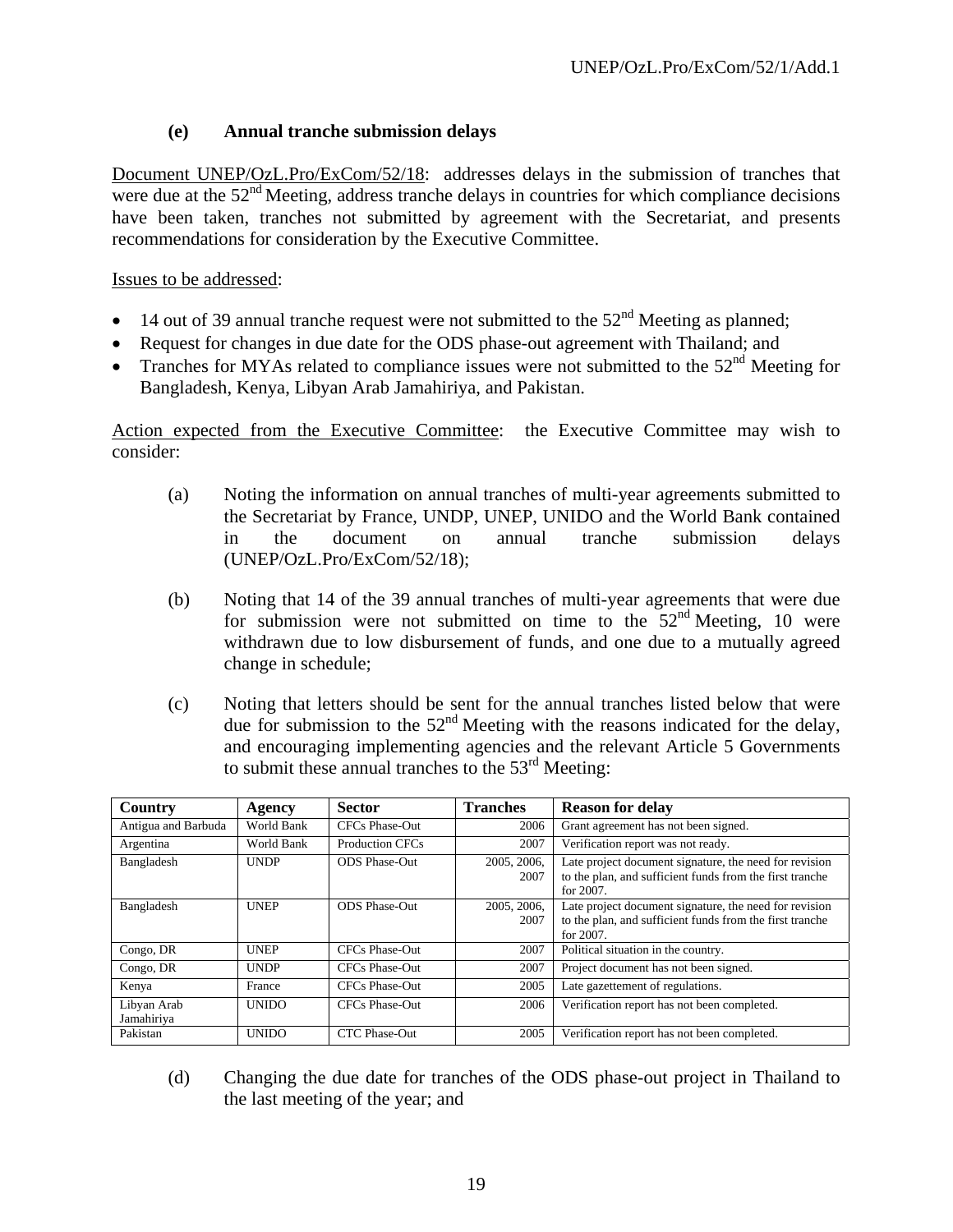### (e) Annual tranche submission delays

Document UNEP/OzL.Pro/ExCom/52/18: addresses delays in the submission of tranches that were due at the 52nd Meeting, address tranche delays in countries for which compliance decisions have been taken, tranches not submitted by agreement with the Secretariat, and presents recommendations for consideration by the Executive Committee.

Issues to be addressed:

- 14 out of 39 annual tranche request were not submitted to the 52nd Meeting as planned;
- Request for changes in due date for the ODS phase-out agreement with Thailand; and
- Tranches for MYAs related to compliance issues were not submitted to the 52nd Meeting for Bangladesh, Kenya, Libyan Arab Jamahiriya, and Pakistan.

Action expected from the Executive Committee: the Executive Committee may wish to consider:

(a) Noting the information on annual tranches of multi-year agreements submitted to the Secretariat by France, UNDP, UNEP, UNIDO and the World Bank contained in the document on annual tranche submission delays (UNEP/OzL.Pro/ExCom/52/18);

(b) Noting that 14 of the 39 annual tranches of multi-year agreements that were due for submission were not submitted on time to the 52nd Meeting, 10 were withdrawn due to low disbursement of funds, and one due to a mutually agreed change in schedule;

(c) Noting that letters should be sent for the annual tranches listed below that were due for submission to the 52nd Meeting with the reasons indicated for the delay, and encouraging implementing agencies and the relevant Article 5 Governments to submit these annual tranches to the 53rd Meeting:

| Country | Agency | Sector | Tranches | Reason for delay |
|---|---|---|---|---|
| Antigua and Barbuda | World Bank | CFCs Phase-Out | 2006 | Grant agreement has not been signed. |
| Argentina | World Bank | Production CFCs | 2007 | Verification report was not ready. |
| Bangladesh | UNDP | ODS Phase-Out | 2005, 2006, 2007 | Late project document signature, the need for revision to the plan, and sufficient funds from the first tranche for 2007. |
| Bangladesh | UNEP | ODS Phase-Out | 2005, 2006, 2007 | Late project document signature, the need for revision to the plan, and sufficient funds from the first tranche for 2007. |
| Congo, DR | UNEP | CFCs Phase-Out | 2007 | Political situation in the country. |
| Congo, DR | UNDP | CFCs Phase-Out | 2007 | Project document has not been signed. |
| Kenya | France | CFCs Phase-Out | 2005 | Late gazettement of regulations. |
| Libyan Arab Jamahiriya | UNIDO | CFCs Phase-Out | 2006 | Verification report has not been completed. |
| Pakistan | UNIDO | CTC Phase-Out | 2005 | Verification report has not been completed. |

(d) Changing the due date for tranches of the ODS phase-out project in Thailand to the last meeting of the year; and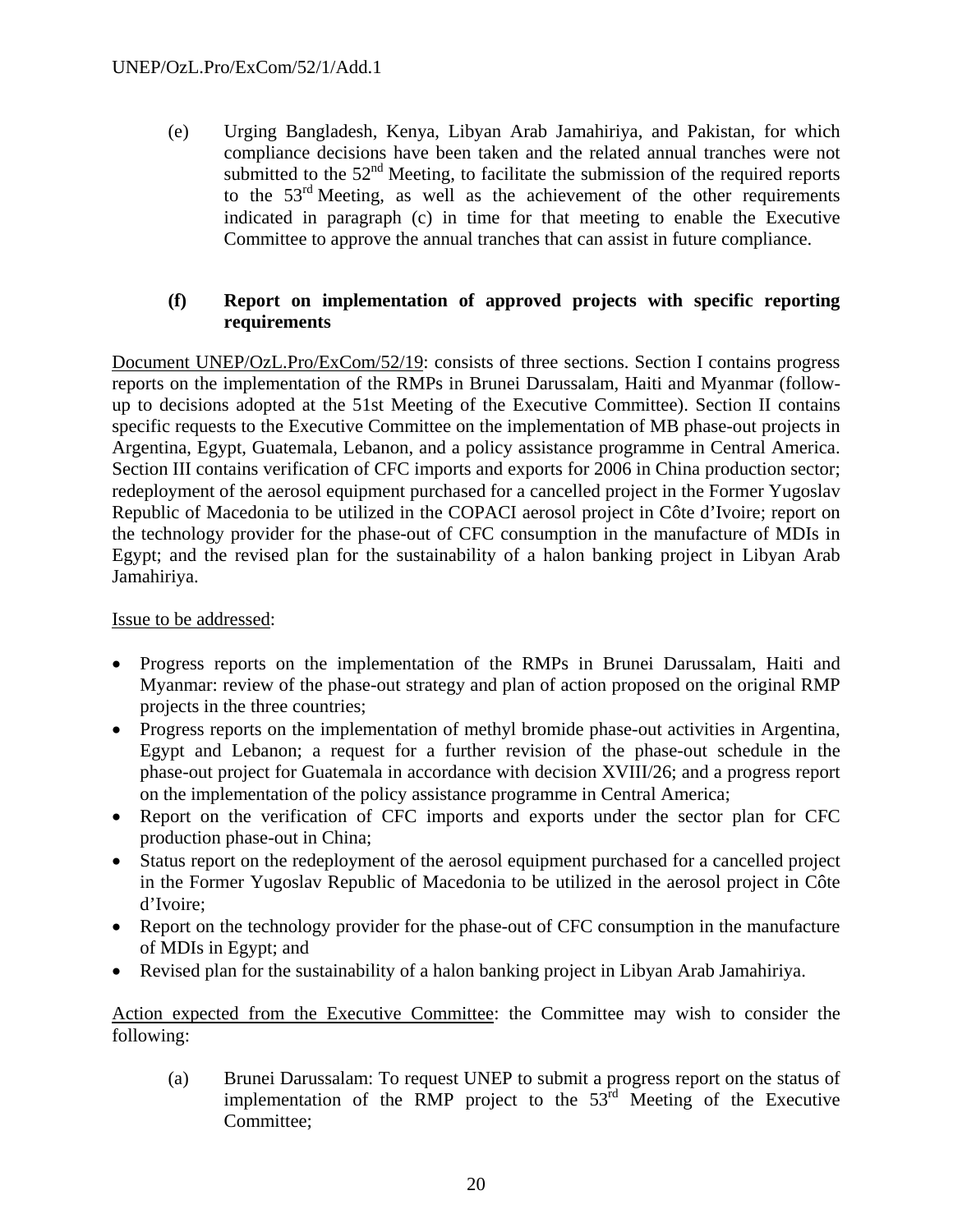(e) Urging Bangladesh, Kenya, Libyan Arab Jamahiriya, and Pakistan, for which compliance decisions have been taken and the related annual tranches were not submitted to the 52nd Meeting, to facilitate the submission of the required reports to the 53rd Meeting, as well as the achievement of the other requirements indicated in paragraph (c) in time for that meeting to enable the Executive Committee to approve the annual tranches that can assist in future compliance.

**(f) Report on implementation of approved projects with specific reporting requirements**

Document UNEP/OzL.Pro/ExCom/52/19: consists of three sections. Section I contains progress reports on the implementation of the RMPs in Brunei Darussalam, Haiti and Myanmar (follow-up to decisions adopted at the 51st Meeting of the Executive Committee). Section II contains specific requests to the Executive Committee on the implementation of MB phase-out projects in Argentina, Egypt, Guatemala, Lebanon, and a policy assistance programme in Central America. Section III contains verification of CFC imports and exports for 2006 in China production sector; redeployment of the aerosol equipment purchased for a cancelled project in the Former Yugoslav Republic of Macedonia to be utilized in the COPACI aerosol project in Côte d'Ivoire; report on the technology provider for the phase-out of CFC consumption in the manufacture of MDIs in Egypt; and the revised plan for the sustainability of a halon banking project in Libyan Arab Jamahiriya.

Issue to be addressed:

- Progress reports on the implementation of the RMPs in Brunei Darussalam, Haiti and Myanmar: review of the phase-out strategy and plan of action proposed on the original RMP projects in the three countries;
- Progress reports on the implementation of methyl bromide phase-out activities in Argentina, Egypt and Lebanon; a request for a further revision of the phase-out schedule in the phase-out project for Guatemala in accordance with decision XVIII/26; and a progress report on the implementation of the policy assistance programme in Central America;
- Report on the verification of CFC imports and exports under the sector plan for CFC production phase-out in China;
- Status report on the redeployment of the aerosol equipment purchased for a cancelled project in the Former Yugoslav Republic of Macedonia to be utilized in the aerosol project in Côte d'Ivoire;
- Report on the technology provider for the phase-out of CFC consumption in the manufacture of MDIs in Egypt; and
- Revised plan for the sustainability of a halon banking project in Libyan Arab Jamahiriya.

Action expected from the Executive Committee: the Committee may wish to consider the following:

(a) Brunei Darussalam: To request UNEP to submit a progress report on the status of implementation of the RMP project to the 53rd Meeting of the Executive Committee;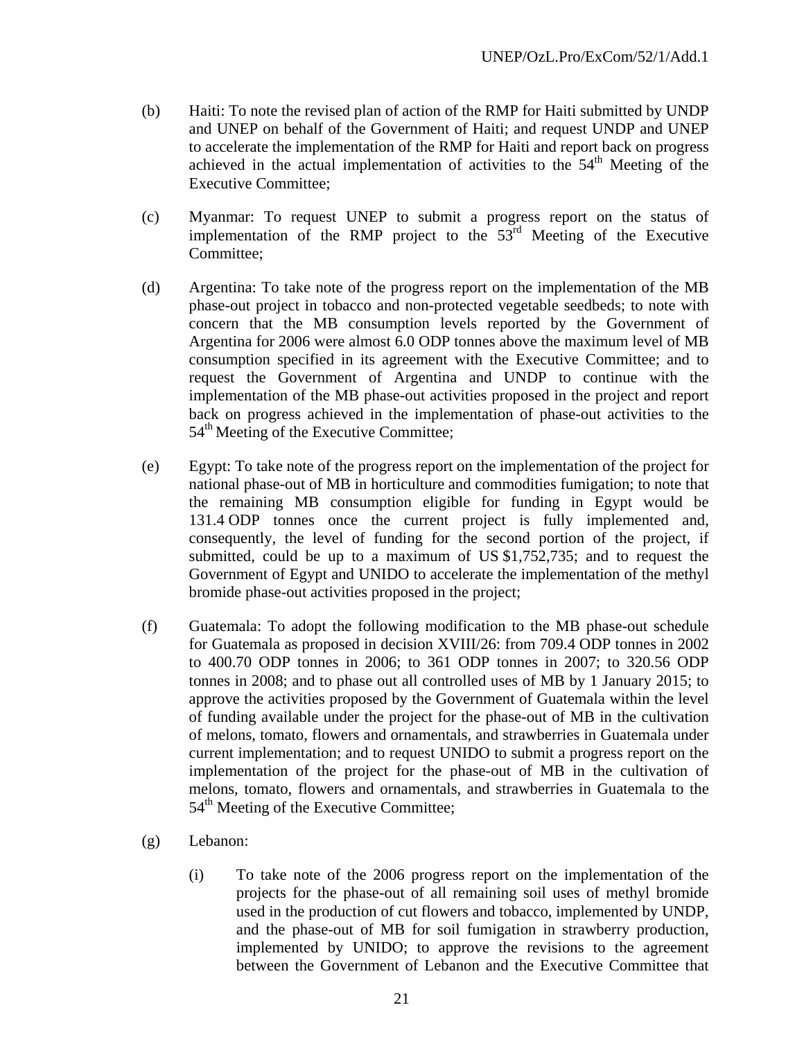(b) Haiti: To note the revised plan of action of the RMP for Haiti submitted by UNDP and UNEP on behalf of the Government of Haiti; and request UNDP and UNEP to accelerate the implementation of the RMP for Haiti and report back on progress achieved in the actual implementation of activities to the 54th Meeting of the Executive Committee;

(c) Myanmar: To request UNEP to submit a progress report on the status of implementation of the RMP project to the 53rd Meeting of the Executive Committee;

(d) Argentina: To take note of the progress report on the implementation of the MB phase-out project in tobacco and non-protected vegetable seedbeds; to note with concern that the MB consumption levels reported by the Government of Argentina for 2006 were almost 6.0 ODP tonnes above the maximum level of MB consumption specified in its agreement with the Executive Committee; and to request the Government of Argentina and UNDP to continue with the implementation of the MB phase-out activities proposed in the project and report back on progress achieved in the implementation of phase-out activities to the 54th Meeting of the Executive Committee;

(e) Egypt: To take note of the progress report on the implementation of the project for national phase-out of MB in horticulture and commodities fumigation; to note that the remaining MB consumption eligible for funding in Egypt would be 131.4 ODP tonnes once the current project is fully implemented and, consequently, the level of funding for the second portion of the project, if submitted, could be up to a maximum of US $1,752,735; and to request the Government of Egypt and UNIDO to accelerate the implementation of the methyl bromide phase-out activities proposed in the project;

(f) Guatemala: To adopt the following modification to the MB phase-out schedule for Guatemala as proposed in decision XVIII/26: from 709.4 ODP tonnes in 2002 to 400.70 ODP tonnes in 2006; to 361 ODP tonnes in 2007; to 320.56 ODP tonnes in 2008; and to phase out all controlled uses of MB by 1 January 2015; to approve the activities proposed by the Government of Guatemala within the level of funding available under the project for the phase-out of MB in the cultivation of melons, tomato, flowers and ornamentals, and strawberries in Guatemala under current implementation; and to request UNIDO to submit a progress report on the implementation of the project for the phase-out of MB in the cultivation of melons, tomato, flowers and ornamentals, and strawberries in Guatemala to the 54th Meeting of the Executive Committee;

(g) Lebanon:

   (i) To take note of the 2006 progress report on the implementation of the projects for the phase-out of all remaining soil uses of methyl bromide used in the production of cut flowers and tobacco, implemented by UNDP, and the phase-out of MB for soil fumigation in strawberry production, implemented by UNIDO; to approve the revisions to the agreement between the Government of Lebanon and the Executive Committee that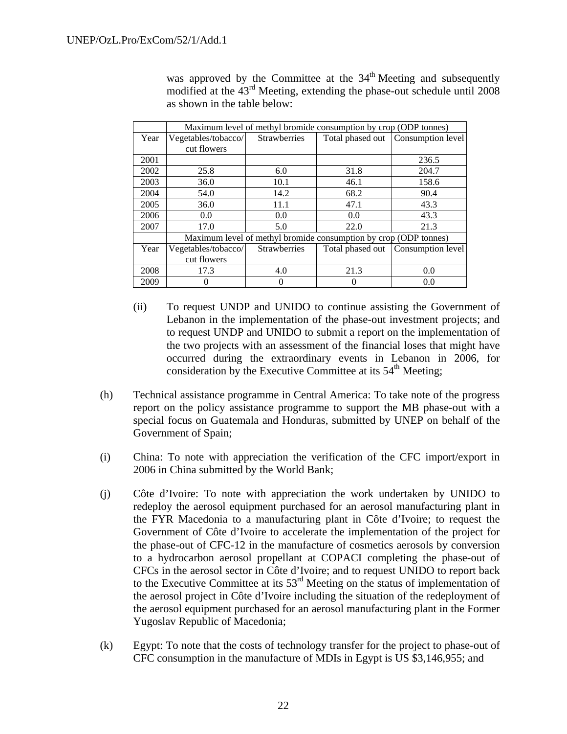was approved by the Committee at the 34th Meeting and subsequently modified at the 43rd Meeting, extending the phase-out schedule until 2008 as shown in the table below:

| | Maximum level of methyl bromide consumption by crop (ODP tonnes) | | | |
|---|---|---|---|---|
| Year | Vegetables/tobacco/ cut flowers | Strawberries | Total phased out | Consumption level |
| 2001 | | | | 236.5 |
| 2002 | 25.8 | 6.0 | 31.8 | 204.7 |
| 2003 | 36.0 | 10.1 | 46.1 | 158.6 |
| 2004 | 54.0 | 14.2 | 68.2 | 90.4 |
| 2005 | 36.0 | 11.1 | 47.1 | 43.3 |
| 2006 | 0.0 | 0.0 | 0.0 | 43.3 |
| 2007 | 17.0 | 5.0 | 22.0 | 21.3 |
| | Maximum level of methyl bromide consumption by crop (ODP tonnes) | | | |
| Year | Vegetables/tobacco/ cut flowers | Strawberries | Total phased out | Consumption level |
| 2008 | 17.3 | 4.0 | 21.3 | 0.0 |
| 2009 | 0 | 0 | 0 | 0.0 |

(ii) To request UNDP and UNIDO to continue assisting the Government of Lebanon in the implementation of the phase-out investment projects; and to request UNDP and UNIDO to submit a report on the implementation of the two projects with an assessment of the financial loses that might have occurred during the extraordinary events in Lebanon in 2006, for consideration by the Executive Committee at its 54th Meeting;

(h) Technical assistance programme in Central America: To take note of the progress report on the policy assistance programme to support the MB phase-out with a special focus on Guatemala and Honduras, submitted by UNEP on behalf of the Government of Spain;

(i) China: To note with appreciation the verification of the CFC import/export in 2006 in China submitted by the World Bank;

(j) Côte d'Ivoire: To note with appreciation the work undertaken by UNIDO to redeploy the aerosol equipment purchased for an aerosol manufacturing plant in the FYR Macedonia to a manufacturing plant in Côte d'Ivoire; to request the Government of Côte d'Ivoire to accelerate the implementation of the project for the phase-out of CFC-12 in the manufacture of cosmetics aerosols by conversion to a hydrocarbon aerosol propellant at COPACI completing the phase-out of CFCs in the aerosol sector in Côte d'Ivoire; and to request UNIDO to report back to the Executive Committee at its 53rd Meeting on the status of implementation of the aerosol project in Côte d'Ivoire including the situation of the redeployment of the aerosol equipment purchased for an aerosol manufacturing plant in the Former Yugoslav Republic of Macedonia;

(k) Egypt: To note that the costs of technology transfer for the project to phase-out of CFC consumption in the manufacture of MDIs in Egypt is US $3,146,955; and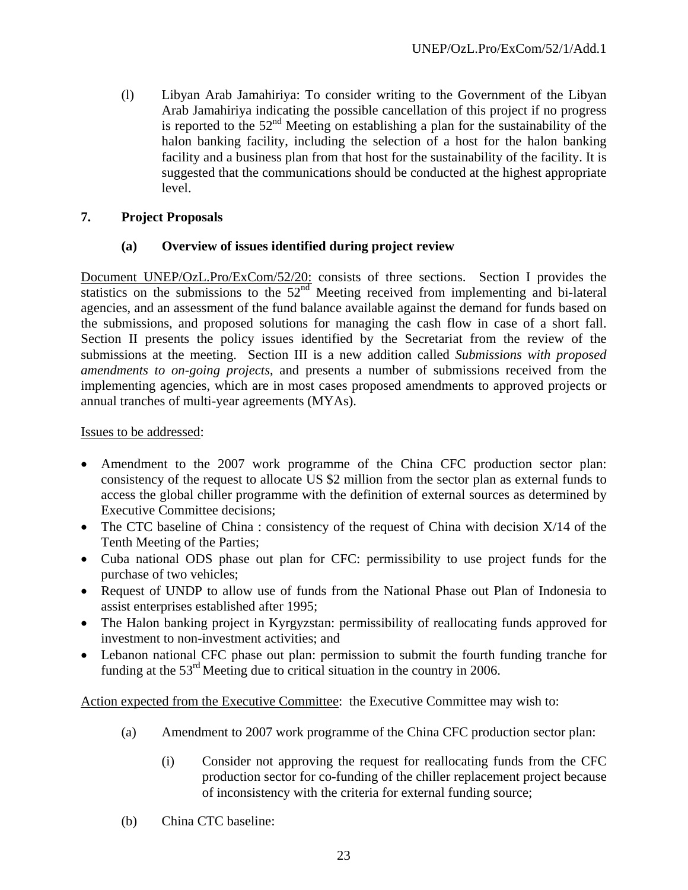(l) Libyan Arab Jamahiriya: To consider writing to the Government of the Libyan Arab Jamahiriya indicating the possible cancellation of this project if no progress is reported to the 52nd Meeting on establishing a plan for the sustainability of the halon banking facility, including the selection of a host for the halon banking facility and a business plan from that host for the sustainability of the facility. It is suggested that the communications should be conducted at the highest appropriate level.

## 7. Project Proposals

### (a) Overview of issues identified during project review

Document UNEP/OzL.Pro/ExCom/52/20: consists of three sections. Section I provides the statistics on the submissions to the 52nd Meeting received from implementing and bi-lateral agencies, and an assessment of the fund balance available against the demand for funds based on the submissions, and proposed solutions for managing the cash flow in case of a short fall. Section II presents the policy issues identified by the Secretariat from the review of the submissions at the meeting. Section III is a new addition called *Submissions with proposed amendments to on-going projects*, and presents a number of submissions received from the implementing agencies, which are in most cases proposed amendments to approved projects or annual tranches of multi-year agreements (MYAs).

Issues to be addressed:

- Amendment to the 2007 work programme of the China CFC production sector plan: consistency of the request to allocate US $2 million from the sector plan as external funds to access the global chiller programme with the definition of external sources as determined by Executive Committee decisions;
- The CTC baseline of China : consistency of the request of China with decision X/14 of the Tenth Meeting of the Parties;
- Cuba national ODS phase out plan for CFC: permissibility to use project funds for the purchase of two vehicles;
- Request of UNDP to allow use of funds from the National Phase out Plan of Indonesia to assist enterprises established after 1995;
- The Halon banking project in Kyrgyzstan: permissibility of reallocating funds approved for investment to non-investment activities; and
- Lebanon national CFC phase out plan: permission to submit the fourth funding tranche for funding at the 53rd Meeting due to critical situation in the country in 2006.

Action expected from the Executive Committee: the Executive Committee may wish to:

(a) Amendment to 2007 work programme of the China CFC production sector plan:

(i) Consider not approving the request for reallocating funds from the CFC production sector for co-funding of the chiller replacement project because of inconsistency with the criteria for external funding source;

(b) China CTC baseline: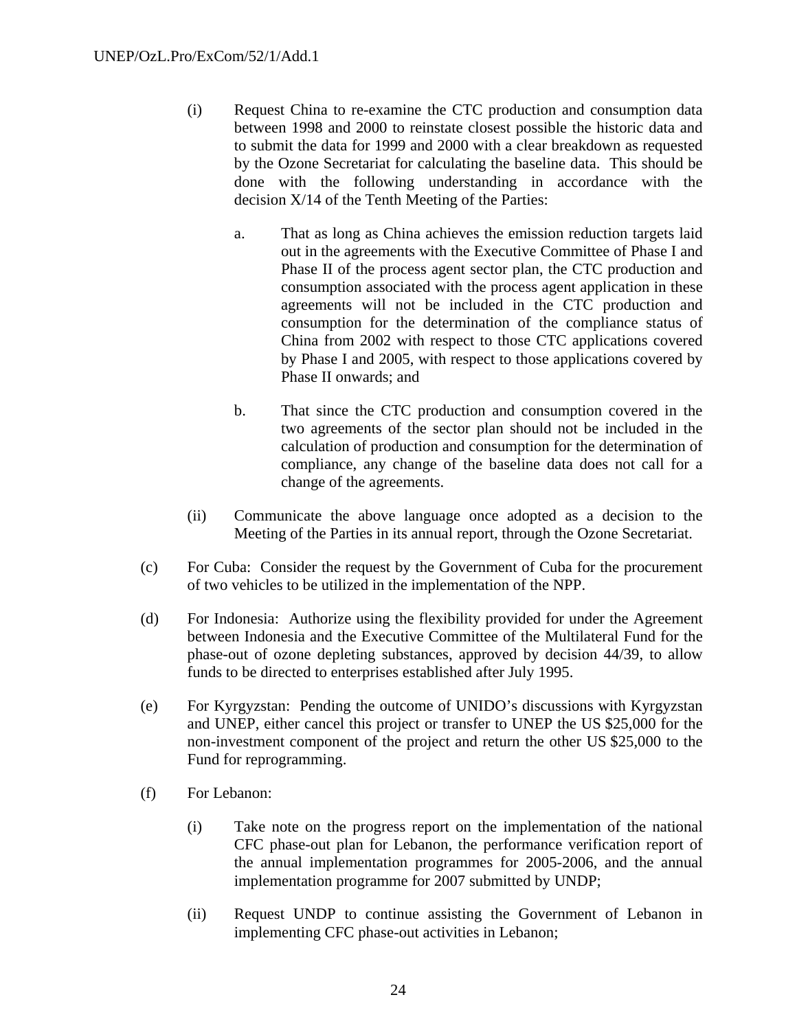(i) Request China to re-examine the CTC production and consumption data between 1998 and 2000 to reinstate closest possible the historic data and to submit the data for 1999 and 2000 with a clear breakdown as requested by the Ozone Secretariat for calculating the baseline data. This should be done with the following understanding in accordance with the decision X/14 of the Tenth Meeting of the Parties:

   a. That as long as China achieves the emission reduction targets laid out in the agreements with the Executive Committee of Phase I and Phase II of the process agent sector plan, the CTC production and consumption associated with the process agent application in these agreements will not be included in the CTC production and consumption for the determination of the compliance status of China from 2002 with respect to those CTC applications covered by Phase I and 2005, with respect to those applications covered by Phase II onwards; and

   b. That since the CTC production and consumption covered in the two agreements of the sector plan should not be included in the calculation of production and consumption for the determination of compliance, any change of the baseline data does not call for a change of the agreements.

(ii) Communicate the above language once adopted as a decision to the Meeting of the Parties in its annual report, through the Ozone Secretariat.

(c) For Cuba: Consider the request by the Government of Cuba for the procurement of two vehicles to be utilized in the implementation of the NPP.

(d) For Indonesia: Authorize using the flexibility provided for under the Agreement between Indonesia and the Executive Committee of the Multilateral Fund for the phase-out of ozone depleting substances, approved by decision 44/39, to allow funds to be directed to enterprises established after July 1995.

(e) For Kyrgyzstan: Pending the outcome of UNIDO's discussions with Kyrgyzstan and UNEP, either cancel this project or transfer to UNEP the US $25,000 for the non-investment component of the project and return the other US $25,000 to the Fund for reprogramming.

(f) For Lebanon:

(i) Take note on the progress report on the implementation of the national CFC phase-out plan for Lebanon, the performance verification report of the annual implementation programmes for 2005-2006, and the annual implementation programme for 2007 submitted by UNDP;

(ii) Request UNDP to continue assisting the Government of Lebanon in implementing CFC phase-out activities in Lebanon;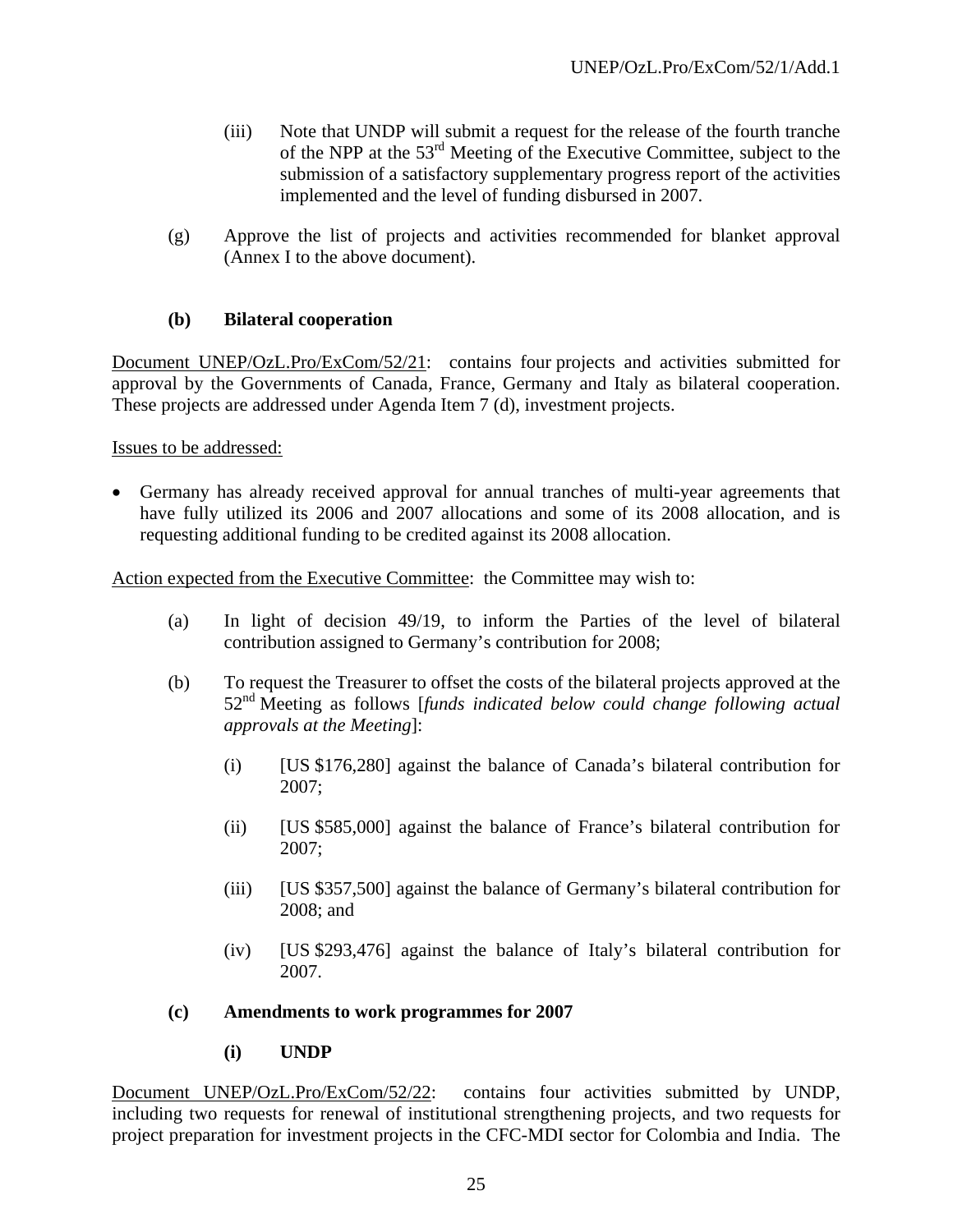(iii) Note that UNDP will submit a request for the release of the fourth tranche of the NPP at the 53rd Meeting of the Executive Committee, subject to the submission of a satisfactory supplementary progress report of the activities implemented and the level of funding disbursed in 2007.

(g) Approve the list of projects and activities recommended for blanket approval (Annex I to the above document).

### (b) Bilateral cooperation

Document UNEP/OzL.Pro/ExCom/52/21: contains four projects and activities submitted for approval by the Governments of Canada, France, Germany and Italy as bilateral cooperation. These projects are addressed under Agenda Item 7 (d), investment projects.

Issues to be addressed:

- Germany has already received approval for annual tranches of multi-year agreements that have fully utilized its 2006 and 2007 allocations and some of its 2008 allocation, and is requesting additional funding to be credited against its 2008 allocation.

Action expected from the Executive Committee: the Committee may wish to:

(a) In light of decision 49/19, to inform the Parties of the level of bilateral contribution assigned to Germany's contribution for 2008;

(b) To request the Treasurer to offset the costs of the bilateral projects approved at the 52nd Meeting as follows [*funds indicated below could change following actual approvals at the Meeting*]:

(i) [US $176,280] against the balance of Canada's bilateral contribution for 2007;

(ii) [US $585,000] against the balance of France's bilateral contribution for 2007;

(iii) [US $357,500] against the balance of Germany's bilateral contribution for 2008; and

(iv) [US $293,476] against the balance of Italy's bilateral contribution for 2007.

### (c) Amendments to work programmes for 2007

#### (i) UNDP

Document UNEP/OzL.Pro/ExCom/52/22: contains four activities submitted by UNDP, including two requests for renewal of institutional strengthening projects, and two requests for project preparation for investment projects in the CFC-MDI sector for Colombia and India. The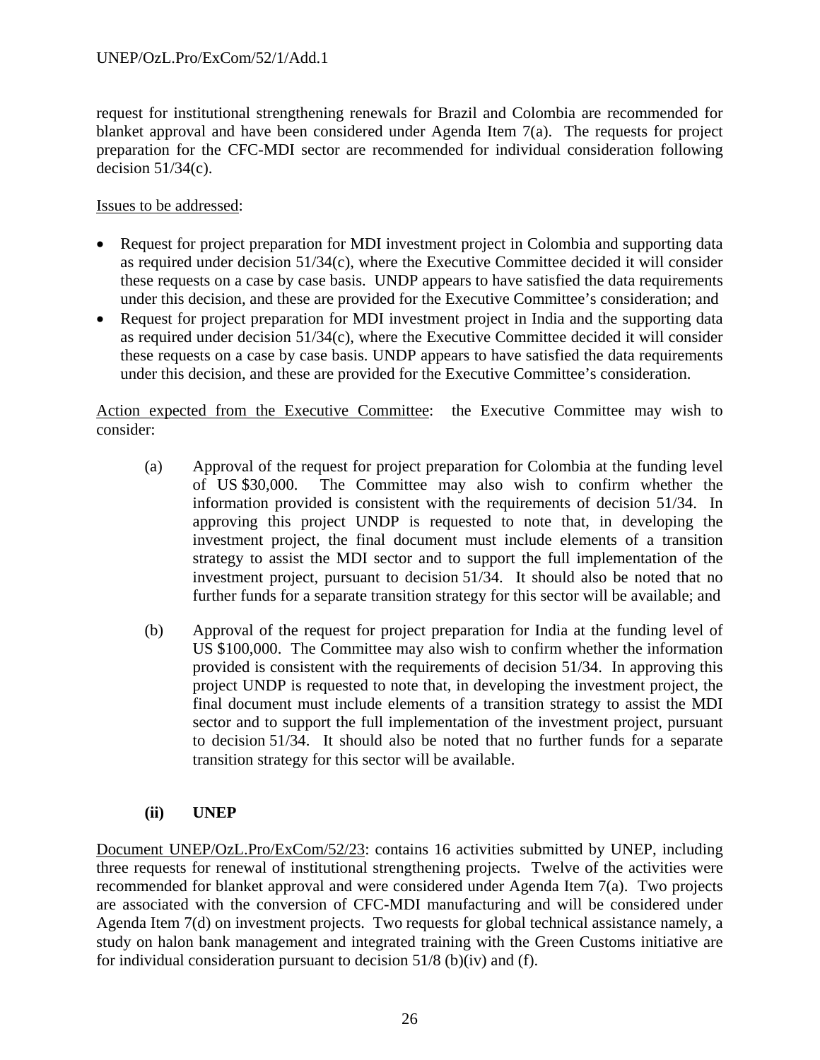request for institutional strengthening renewals for Brazil and Colombia are recommended for blanket approval and have been considered under Agenda Item 7(a). The requests for project preparation for the CFC-MDI sector are recommended for individual consideration following decision 51/34(c).

Issues to be addressed:

- Request for project preparation for MDI investment project in Colombia and supporting data as required under decision 51/34(c), where the Executive Committee decided it will consider these requests on a case by case basis. UNDP appears to have satisfied the data requirements under this decision, and these are provided for the Executive Committee's consideration; and
- Request for project preparation for MDI investment project in India and the supporting data as required under decision 51/34(c), where the Executive Committee decided it will consider these requests on a case by case basis. UNDP appears to have satisfied the data requirements under this decision, and these are provided for the Executive Committee's consideration.

Action expected from the Executive Committee: the Executive Committee may wish to consider:

(a) Approval of the request for project preparation for Colombia at the funding level of US $30,000. The Committee may also wish to confirm whether the information provided is consistent with the requirements of decision 51/34. In approving this project UNDP is requested to note that, in developing the investment project, the final document must include elements of a transition strategy to assist the MDI sector and to support the full implementation of the investment project, pursuant to decision 51/34. It should also be noted that no further funds for a separate transition strategy for this sector will be available; and

(b) Approval of the request for project preparation for India at the funding level of US $100,000. The Committee may also wish to confirm whether the information provided is consistent with the requirements of decision 51/34. In approving this project UNDP is requested to note that, in developing the investment project, the final document must include elements of a transition strategy to assist the MDI sector and to support the full implementation of the investment project, pursuant to decision 51/34. It should also be noted that no further funds for a separate transition strategy for this sector will be available.

**(ii) UNEP**

Document UNEP/OzL.Pro/ExCom/52/23: contains 16 activities submitted by UNEP, including three requests for renewal of institutional strengthening projects. Twelve of the activities were recommended for blanket approval and were considered under Agenda Item 7(a). Two projects are associated with the conversion of CFC-MDI manufacturing and will be considered under Agenda Item 7(d) on investment projects. Two requests for global technical assistance namely, a study on halon bank management and integrated training with the Green Customs initiative are for individual consideration pursuant to decision 51/8 (b)(iv) and (f).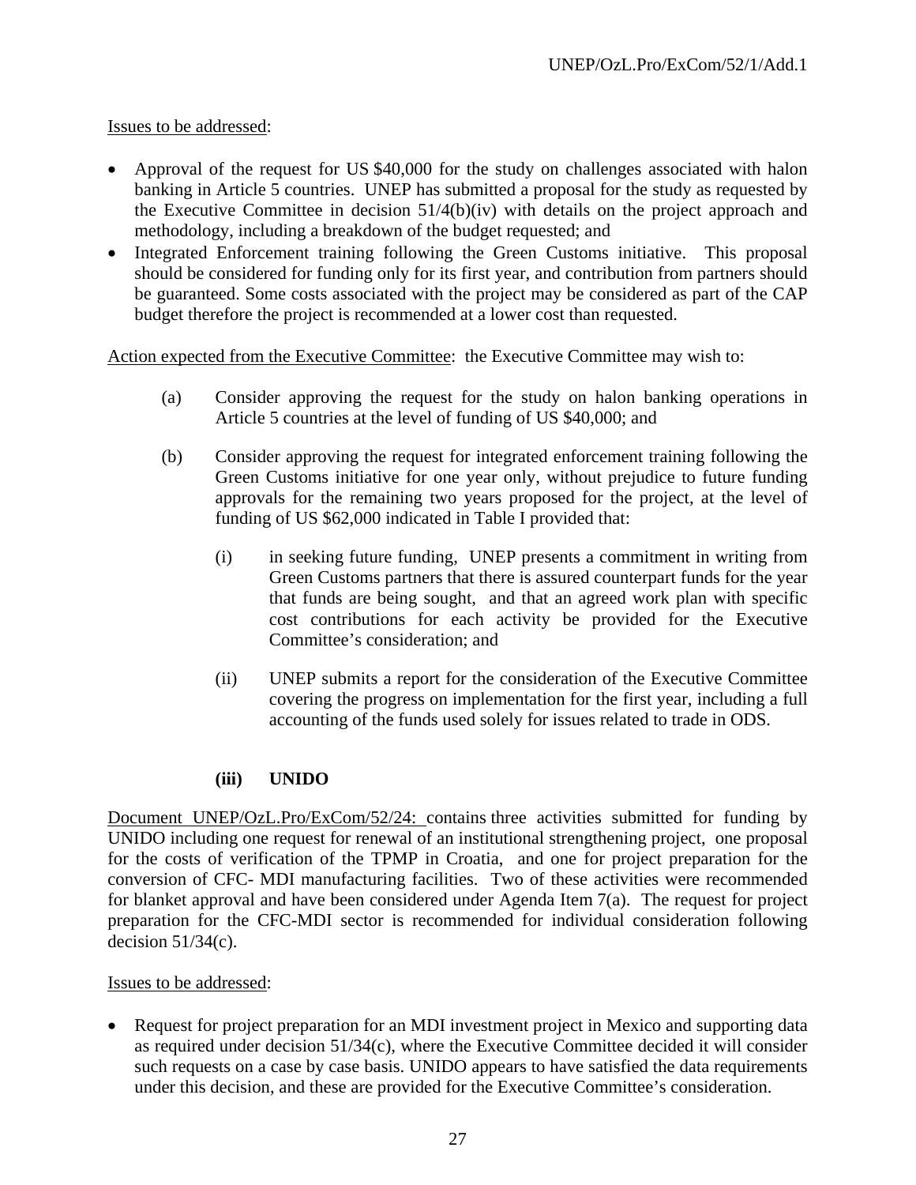Issues to be addressed:

- Approval of the request for US $40,000 for the study on challenges associated with halon banking in Article 5 countries. UNEP has submitted a proposal for the study as requested by the Executive Committee in decision 51/4(b)(iv) with details on the project approach and methodology, including a breakdown of the budget requested; and
- Integrated Enforcement training following the Green Customs initiative. This proposal should be considered for funding only for its first year, and contribution from partners should be guaranteed. Some costs associated with the project may be considered as part of the CAP budget therefore the project is recommended at a lower cost than requested.

Action expected from the Executive Committee: the Executive Committee may wish to:

(a) Consider approving the request for the study on halon banking operations in Article 5 countries at the level of funding of US $40,000; and

(b) Consider approving the request for integrated enforcement training following the Green Customs initiative for one year only, without prejudice to future funding approvals for the remaining two years proposed for the project, at the level of funding of US $62,000 indicated in Table I provided that:

  (i) in seeking future funding, UNEP presents a commitment in writing from Green Customs partners that there is assured counterpart funds for the year that funds are being sought, and that an agreed work plan with specific cost contributions for each activity be provided for the Executive Committee's consideration; and

  (ii) UNEP submits a report for the consideration of the Executive Committee covering the progress on implementation for the first year, including a full accounting of the funds used solely for issues related to trade in ODS.

### (iii) UNIDO

Document UNEP/OzL.Pro/ExCom/52/24: contains three activities submitted for funding by UNIDO including one request for renewal of an institutional strengthening project, one proposal for the costs of verification of the TPMP in Croatia, and one for project preparation for the conversion of CFC- MDI manufacturing facilities. Two of these activities were recommended for blanket approval and have been considered under Agenda Item 7(a). The request for project preparation for the CFC-MDI sector is recommended for individual consideration following decision 51/34(c).

Issues to be addressed:

- Request for project preparation for an MDI investment project in Mexico and supporting data as required under decision 51/34(c), where the Executive Committee decided it will consider such requests on a case by case basis. UNIDO appears to have satisfied the data requirements under this decision, and these are provided for the Executive Committee's consideration.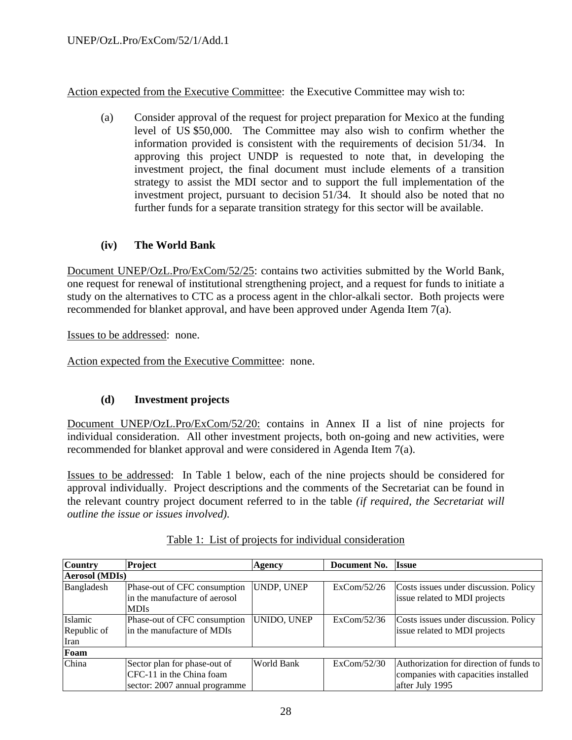Action expected from the Executive Committee: the Executive Committee may wish to:

(a) Consider approval of the request for project preparation for Mexico at the funding level of US $50,000. The Committee may also wish to confirm whether the information provided is consistent with the requirements of decision 51/34. In approving this project UNDP is requested to note that, in developing the investment project, the final document must include elements of a transition strategy to assist the MDI sector and to support the full implementation of the investment project, pursuant to decision 51/34. It should also be noted that no further funds for a separate transition strategy for this sector will be available.

### (iv) The World Bank

Document UNEP/OzL.Pro/ExCom/52/25: contains two activities submitted by the World Bank, one request for renewal of institutional strengthening project, and a request for funds to initiate a study on the alternatives to CTC as a process agent in the chlor-alkali sector. Both projects were recommended for blanket approval, and have been approved under Agenda Item 7(a).

Issues to be addressed: none.

Action expected from the Executive Committee: none.

### (d) Investment projects

Document UNEP/OzL.Pro/ExCom/52/20: contains in Annex II a list of nine projects for individual consideration. All other investment projects, both on-going and new activities, were recommended for blanket approval and were considered in Agenda Item 7(a).

Issues to be addressed: In Table 1 below, each of the nine projects should be considered for approval individually. Project descriptions and the comments of the Secretariat can be found in the relevant country project document referred to in the table *(if required, the Secretariat will outline the issue or issues involved).*

Table 1: List of projects for individual consideration

| Country | Project | Agency | Document No. | Issue |
|---|---|---|---|---|
| **Aerosol (MDIs)** | | | | |
| Bangladesh | Phase-out of CFC consumption in the manufacture of aerosol MDIs | UNDP, UNEP | ExCom/52/26 | Costs issues under discussion. Policy issue related to MDI projects |
| Islamic Republic of Iran | Phase-out of CFC consumption in the manufacture of MDIs | UNIDO, UNEP | ExCom/52/36 | Costs issues under discussion. Policy issue related to MDI projects |
| **Foam** | | | | |
| China | Sector plan for phase-out of CFC-11 in the China foam sector: 2007 annual programme | World Bank | ExCom/52/30 | Authorization for direction of funds to companies with capacities installed after July 1995 |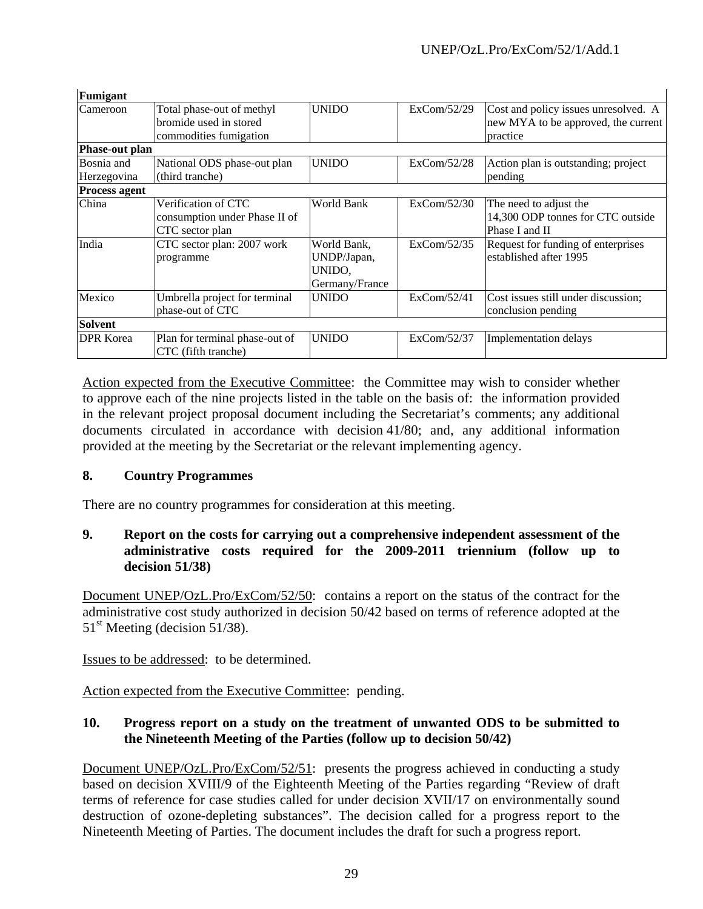| | | | | |
|---|---|---|---|---|
| **Fumigant** | | | | |
| Cameroon | Total phase-out of methyl bromide used in stored commodities fumigation | UNIDO | ExCom/52/29 | Cost and policy issues unresolved. A new MYA to be approved, the current practice |
| **Phase-out plan** | | | | |
| Bosnia and Herzegovina | National ODS phase-out plan (third tranche) | UNIDO | ExCom/52/28 | Action plan is outstanding; project pending |
| **Process agent** | | | | |
| China | Verification of CTC consumption under Phase II of CTC sector plan | World Bank | ExCom/52/30 | The need to adjust the 14,300 ODP tonnes for CTC outside Phase I and II |
| India | CTC sector plan: 2007 work programme | World Bank, UNDP/Japan, UNIDO, Germany/France | ExCom/52/35 | Request for funding of enterprises established after 1995 |
| Mexico | Umbrella project for terminal phase-out of CTC | UNIDO | ExCom/52/41 | Cost issues still under discussion; conclusion pending |
| **Solvent** | | | | |
| DPR Korea | Plan for terminal phase-out of CTC (fifth tranche) | UNIDO | ExCom/52/37 | Implementation delays |

Action expected from the Executive Committee: the Committee may wish to consider whether to approve each of the nine projects listed in the table on the basis of: the information provided in the relevant project proposal document including the Secretariat's comments; any additional documents circulated in accordance with decision 41/80; and, any additional information provided at the meeting by the Secretariat or the relevant implementing agency.

### 8. Country Programmes

There are no country programmes for consideration at this meeting.

### 9. Report on the costs for carrying out a comprehensive independent assessment of the administrative costs required for the 2009-2011 triennium (follow up to decision 51/38)

Document UNEP/OzL.Pro/ExCom/52/50: contains a report on the status of the contract for the administrative cost study authorized in decision 50/42 based on terms of reference adopted at the 51st Meeting (decision 51/38).

Issues to be addressed: to be determined.

Action expected from the Executive Committee: pending.

### 10. Progress report on a study on the treatment of unwanted ODS to be submitted to the Nineteenth Meeting of the Parties (follow up to decision 50/42)

Document UNEP/OzL.Pro/ExCom/52/51: presents the progress achieved in conducting a study based on decision XVIII/9 of the Eighteenth Meeting of the Parties regarding "Review of draft terms of reference for case studies called for under decision XVII/17 on environmentally sound destruction of ozone-depleting substances". The decision called for a progress report to the Nineteenth Meeting of Parties. The document includes the draft for such a progress report.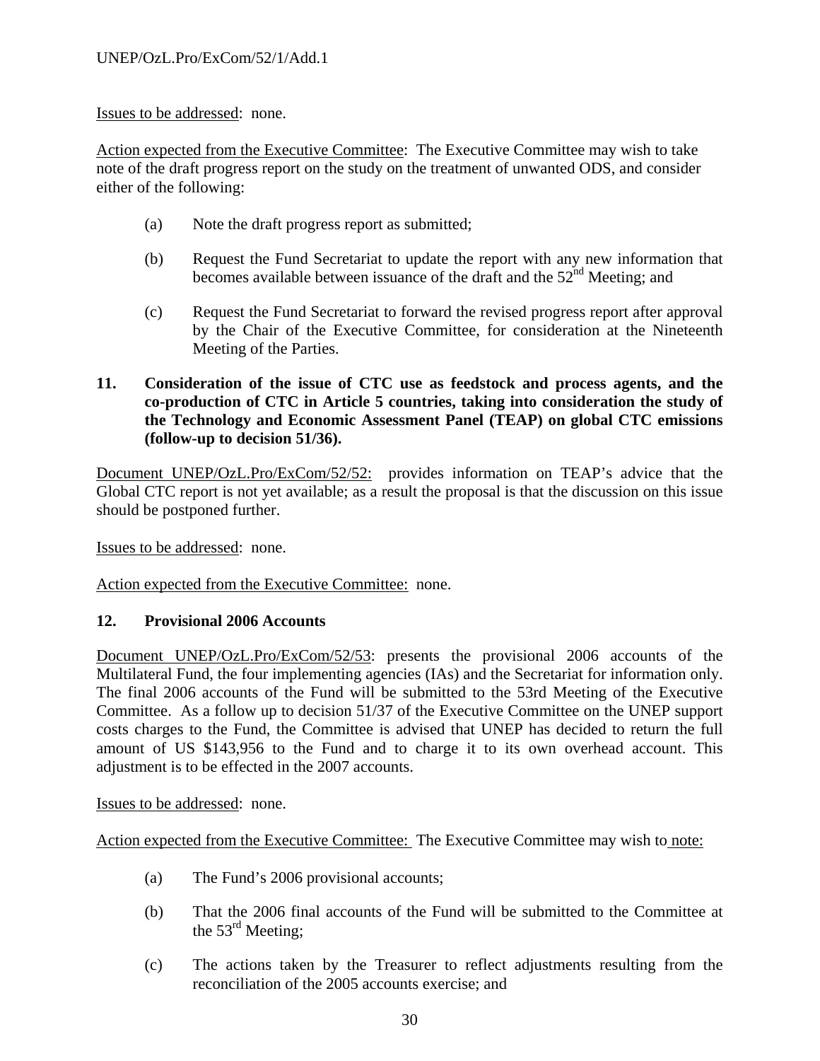Issues to be addressed:  none.

Action expected from the Executive Committee:  The Executive Committee may wish to take note of the draft progress report on the study on the treatment of unwanted ODS, and consider either of the following:

(a) Note the draft progress report as submitted;

(b) Request the Fund Secretariat to update the report with any new information that becomes available between issuance of the draft and the 52nd Meeting; and

(c) Request the Fund Secretariat to forward the revised progress report after approval by the Chair of the Executive Committee, for consideration at the Nineteenth Meeting of the Parties.

**11. Consideration of the issue of CTC use as feedstock and process agents, and the co-production of CTC in Article 5 countries, taking into consideration the study of the Technology and Economic Assessment Panel (TEAP) on global CTC emissions (follow-up to decision 51/36).**

Document UNEP/OzL.Pro/ExCom/52/52:  provides information on TEAP's advice that the Global CTC report is not yet available; as a result the proposal is that the discussion on this issue should be postponed further.

Issues to be addressed:  none.

Action expected from the Executive Committee:  none.

**12. Provisional 2006 Accounts**

Document UNEP/OzL.Pro/ExCom/52/53: presents the provisional 2006 accounts of the Multilateral Fund, the four implementing agencies (IAs) and the Secretariat for information only. The final 2006 accounts of the Fund will be submitted to the 53rd Meeting of the Executive Committee.  As a follow up to decision 51/37 of the Executive Committee on the UNEP support costs charges to the Fund, the Committee is advised that UNEP has decided to return the full amount of US $143,956 to the Fund and to charge it to its own overhead account. This adjustment is to be effected in the 2007 accounts.

Issues to be addressed:  none.

Action expected from the Executive Committee:  The Executive Committee may wish to note:

(a) The Fund's 2006 provisional accounts;

(b) That the 2006 final accounts of the Fund will be submitted to the Committee at the 53rd Meeting;

(c) The actions taken by the Treasurer to reflect adjustments resulting from the reconciliation of the 2005 accounts exercise; and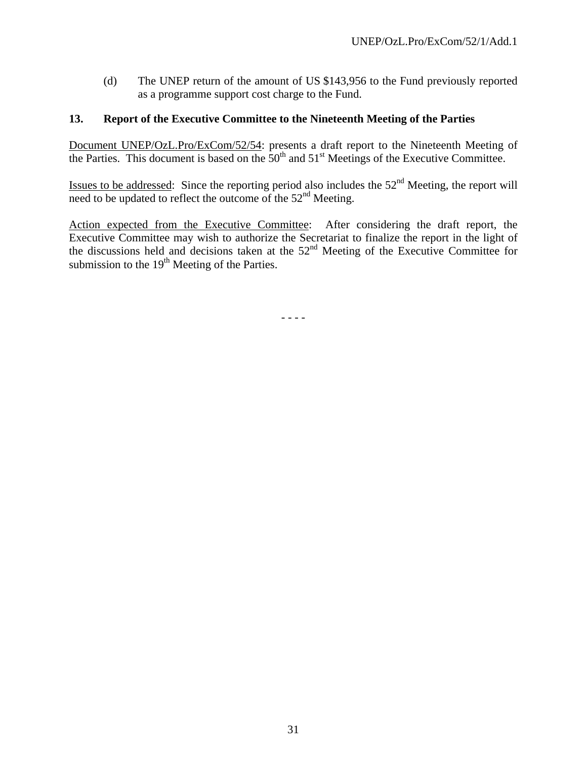(d) The UNEP return of the amount of US $143,956 to the Fund previously reported as a programme support cost charge to the Fund.

## 13. Report of the Executive Committee to the Nineteenth Meeting of the Parties

Document UNEP/OzL.Pro/ExCom/52/54: presents a draft report to the Nineteenth Meeting of the Parties. This document is based on the 50th and 51st Meetings of the Executive Committee.

Issues to be addressed: Since the reporting period also includes the 52nd Meeting, the report will need to be updated to reflect the outcome of the 52nd Meeting.

Action expected from the Executive Committee: After considering the draft report, the Executive Committee may wish to authorize the Secretariat to finalize the report in the light of the discussions held and decisions taken at the 52nd Meeting of the Executive Committee for submission to the 19th Meeting of the Parties.

- - - -